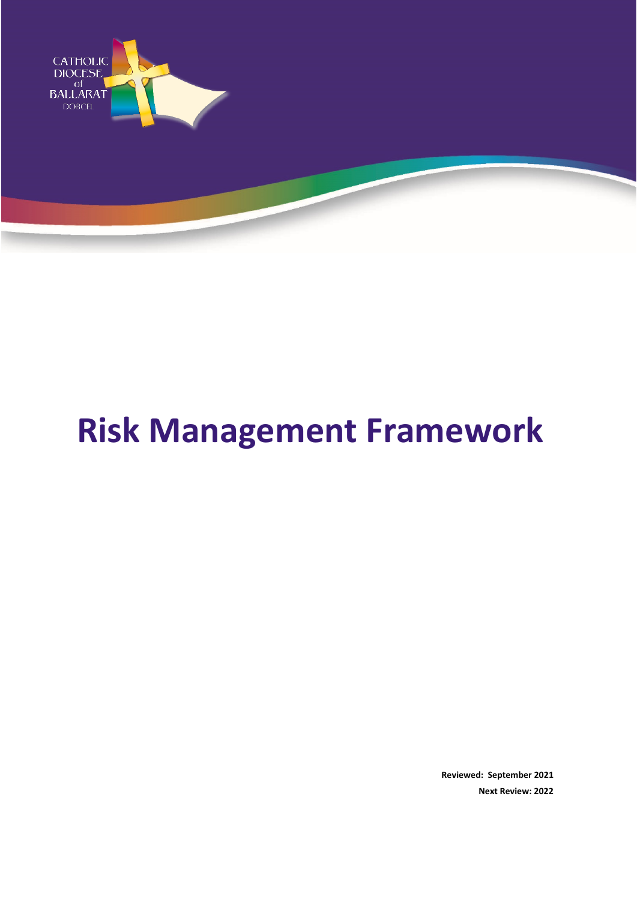CATHOLIC DIOCESE of BALLARAT DOBCEL

# Risk Management Framework

**Reviewed: September 2021**

**Next Review: 2022**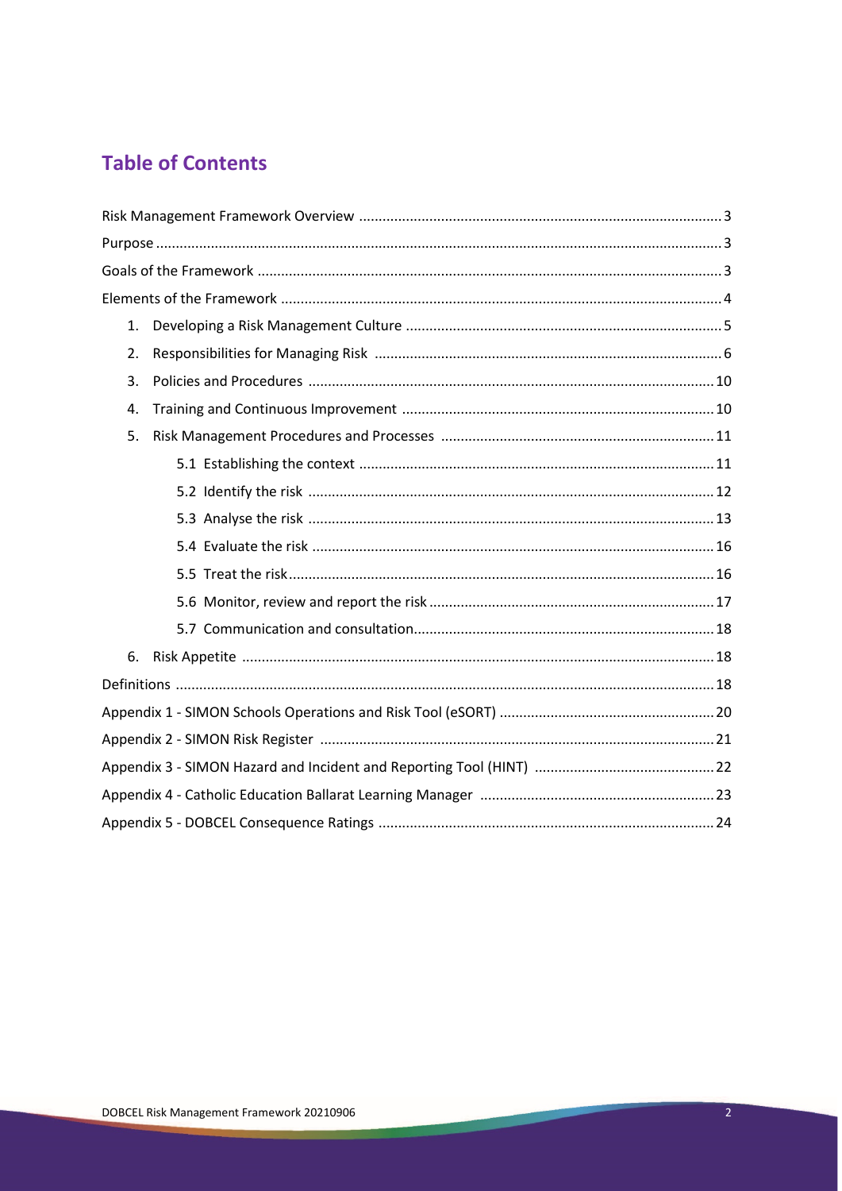## Table of Contents

- Risk Management Framework Overview ... 3
- Purpose ... 3
- Goals of the Framework ... 3
- Elements of the Framework ... 4
  1. Developing a Risk Management Culture ... 5
  2. Responsibilities for Managing Risk ... 6
  3. Policies and Procedures ... 10
  4. Training and Continuous Improvement ... 10
  5. Risk Management Procedures and Processes ... 11
     - 5.1 Establishing the context ... 11
     - 5.2 Identify the risk ... 12
     - 5.3 Analyse the risk ... 13
     - 5.4 Evaluate the risk ... 16
     - 5.5 Treat the risk ... 16
     - 5.6 Monitor, review and report the risk ... 17
     - 5.7 Communication and consultation ... 18
  6. Risk Appetite ... 18
- Definitions ... 18
- Appendix 1 - SIMON Schools Operations and Risk Tool (eSORT) ... 20
- Appendix 2 - SIMON Risk Register ... 21
- Appendix 3 - SIMON Hazard and Incident and Reporting Tool (HINT) ... 22
- Appendix 4 - Catholic Education Ballarat Learning Manager ... 23
- Appendix 5 - DOBCEL Consequence Ratings ... 24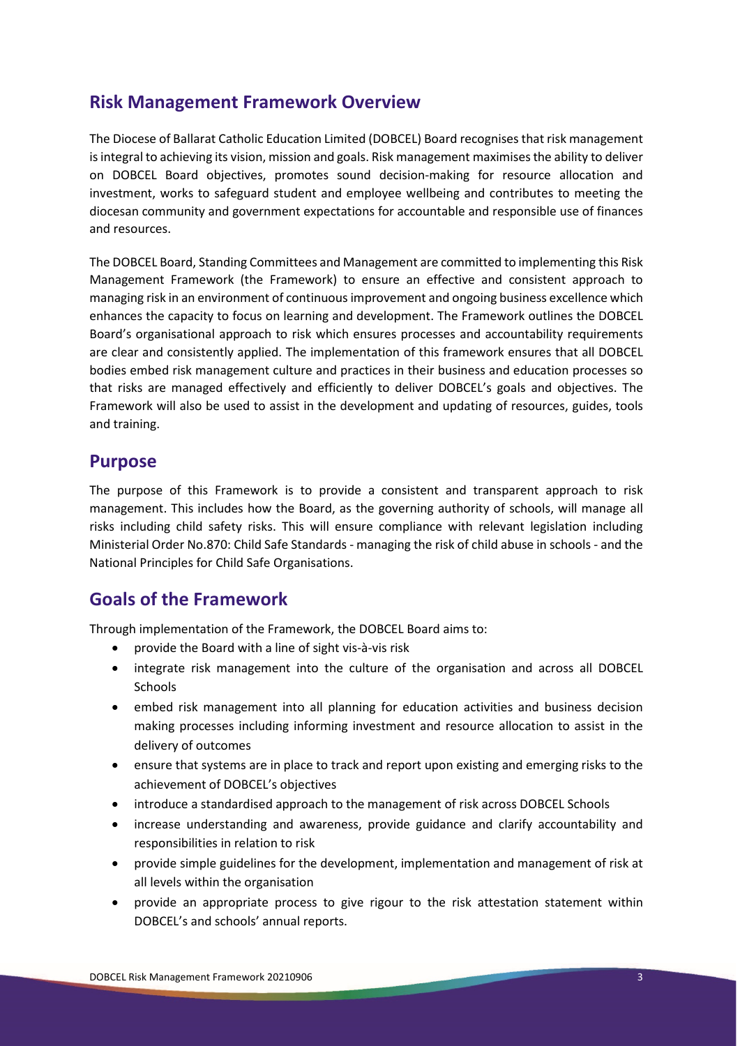## Risk Management Framework Overview

The Diocese of Ballarat Catholic Education Limited (DOBCEL) Board recognises that risk management is integral to achieving its vision, mission and goals. Risk management maximises the ability to deliver on DOBCEL Board objectives, promotes sound decision-making for resource allocation and investment, works to safeguard student and employee wellbeing and contributes to meeting the diocesan community and government expectations for accountable and responsible use of finances and resources.

The DOBCEL Board, Standing Committees and Management are committed to implementing this Risk Management Framework (the Framework) to ensure an effective and consistent approach to managing risk in an environment of continuous improvement and ongoing business excellence which enhances the capacity to focus on learning and development. The Framework outlines the DOBCEL Board's organisational approach to risk which ensures processes and accountability requirements are clear and consistently applied. The implementation of this framework ensures that all DOBCEL bodies embed risk management culture and practices in their business and education processes so that risks are managed effectively and efficiently to deliver DOBCEL's goals and objectives. The Framework will also be used to assist in the development and updating of resources, guides, tools and training.

## Purpose

The purpose of this Framework is to provide a consistent and transparent approach to risk management. This includes how the Board, as the governing authority of schools, will manage all risks including child safety risks. This will ensure compliance with relevant legislation including Ministerial Order No.870: Child Safe Standards - managing the risk of child abuse in schools - and the National Principles for Child Safe Organisations.

## Goals of the Framework

Through implementation of the Framework, the DOBCEL Board aims to:

- provide the Board with a line of sight vis-à-vis risk
- integrate risk management into the culture of the organisation and across all DOBCEL Schools
- embed risk management into all planning for education activities and business decision making processes including informing investment and resource allocation to assist in the delivery of outcomes
- ensure that systems are in place to track and report upon existing and emerging risks to the achievement of DOBCEL's objectives
- introduce a standardised approach to the management of risk across DOBCEL Schools
- increase understanding and awareness, provide guidance and clarify accountability and responsibilities in relation to risk
- provide simple guidelines for the development, implementation and management of risk at all levels within the organisation
- provide an appropriate process to give rigour to the risk attestation statement within DOBCEL's and schools' annual reports.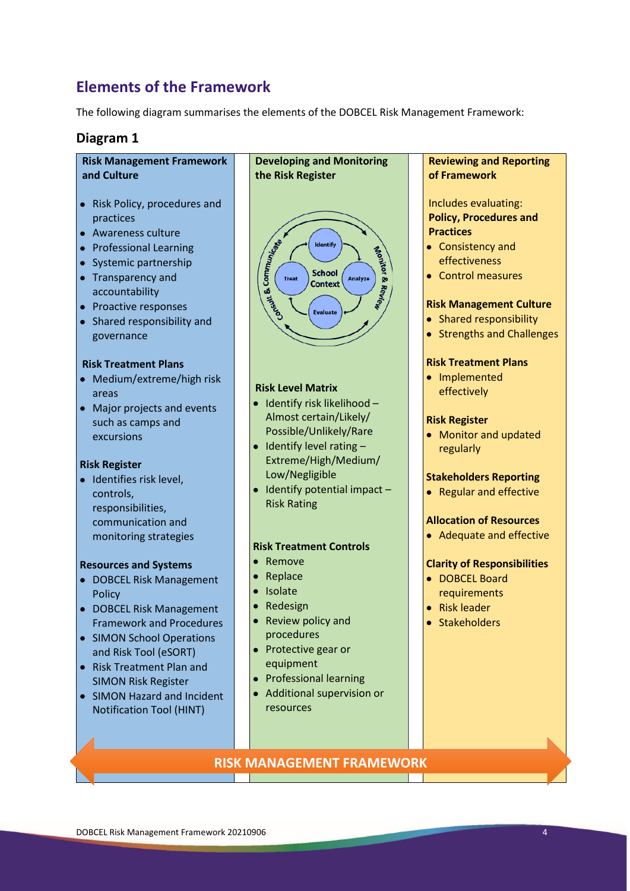## Elements of the Framework

The following diagram summarises the elements of the DOBCEL Risk Management Framework:

### Diagram 1

**Risk Management Framework and Culture**

- Risk Policy, procedures and practices
- Awareness culture
- Professional Learning
- Systemic partnership
- Transparency and accountability
- Proactive responses
- Shared responsibility and governance

**Risk Treatment Plans**

- Medium/extreme/high risk areas
- Major projects and events such as camps and excursions

**Risk Register**

- Identifies risk level, controls, responsibilities, communication and monitoring strategies

**Resources and Systems**

- DOBCEL Risk Management Policy
- DOBCEL Risk Management Framework and Procedures
- SIMON School Operations and Risk Tool (eSORT)
- Risk Treatment Plan and SIMON Risk Register
- SIMON Hazard and Incident Notification Tool (HINT)

**Developing and Monitoring the Risk Register**

School Context: Identify → Analyze → Evaluate → Treat

Consult & Communicate; Monitor & Review

**Risk Level Matrix**

- Identify risk likelihood – Almost certain/Likely/ Possible/Unlikely/Rare
- Identify level rating – Extreme/High/Medium/ Low/Negligible
- Identify potential impact – Risk Rating

**Risk Treatment Controls**

- Remove
- Replace
- Isolate
- Redesign
- Review policy and procedures
- Protective gear or equipment
- Professional learning
- Additional supervision or resources

**Reviewing and Reporting of Framework**

Includes evaluating:

**Policy, Procedures and Practices**

- Consistency and effectiveness
- Control measures

**Risk Management Culture**

- Shared responsibility
- Strengths and Challenges

**Risk Treatment Plans**

- Implemented effectively

**Risk Register**

- Monitor and updated regularly

**Stakeholders Reporting**

- Regular and effective

**Allocation of Resources**

- Adequate and effective

**Clarity of Responsibilities**

- DOBCEL Board requirements
- Risk leader
- Stakeholders

**RISK MANAGEMENT FRAMEWORK**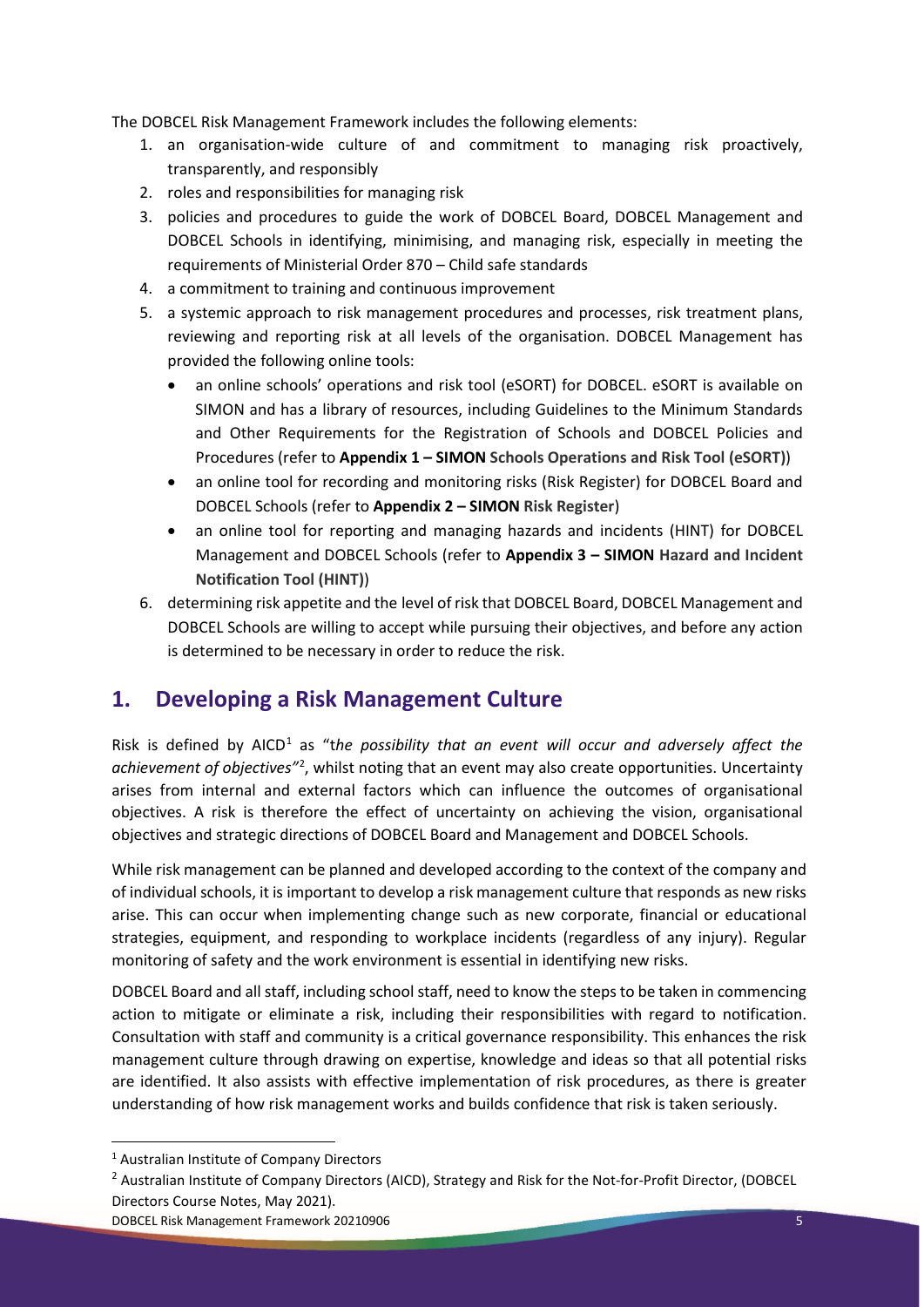The DOBCEL Risk Management Framework includes the following elements:

1. an organisation-wide culture of and commitment to managing risk proactively, transparently, and responsibly
2. roles and responsibilities for managing risk
3. policies and procedures to guide the work of DOBCEL Board, DOBCEL Management and DOBCEL Schools in identifying, minimising, and managing risk, especially in meeting the requirements of Ministerial Order 870 – Child safe standards
4. a commitment to training and continuous improvement
5. a systemic approach to risk management procedures and processes, risk treatment plans, reviewing and reporting risk at all levels of the organisation. DOBCEL Management has provided the following online tools:
   - an online schools' operations and risk tool (eSORT) for DOBCEL. eSORT is available on SIMON and has a library of resources, including Guidelines to the Minimum Standards and Other Requirements for the Registration of Schools and DOBCEL Policies and Procedures (refer to **Appendix 1 – SIMON Schools Operations and Risk Tool (eSORT)**)
   - an online tool for recording and monitoring risks (Risk Register) for DOBCEL Board and DOBCEL Schools (refer to **Appendix 2 – SIMON Risk Register**)
   - an online tool for reporting and managing hazards and incidents (HINT) for DOBCEL Management and DOBCEL Schools (refer to **Appendix 3 – SIMON Hazard and Incident Notification Tool (HINT)**)
6. determining risk appetite and the level of risk that DOBCEL Board, DOBCEL Management and DOBCEL Schools are willing to accept while pursuing their objectives, and before any action is determined to be necessary in order to reduce the risk.

## 1. Developing a Risk Management Culture

Risk is defined by AICD[1] as "t*he possibility that an event will occur and adversely affect the achievement of objectives*"[2], whilst noting that an event may also create opportunities. Uncertainty arises from internal and external factors which can influence the outcomes of organisational objectives. A risk is therefore the effect of uncertainty on achieving the vision, organisational objectives and strategic directions of DOBCEL Board and Management and DOBCEL Schools.

While risk management can be planned and developed according to the context of the company and of individual schools, it is important to develop a risk management culture that responds as new risks arise. This can occur when implementing change such as new corporate, financial or educational strategies, equipment, and responding to workplace incidents (regardless of any injury). Regular monitoring of safety and the work environment is essential in identifying new risks.

DOBCEL Board and all staff, including school staff, need to know the steps to be taken in commencing action to mitigate or eliminate a risk, including their responsibilities with regard to notification. Consultation with staff and community is a critical governance responsibility. This enhances the risk management culture through drawing on expertise, knowledge and ideas so that all potential risks are identified. It also assists with effective implementation of risk procedures, as there is greater understanding of how risk management works and builds confidence that risk is taken seriously.

---

[1] Australian Institute of Company Directors

[2] Australian Institute of Company Directors (AICD), Strategy and Risk for the Not-for-Profit Director, (DOBCEL Directors Course Notes, May 2021).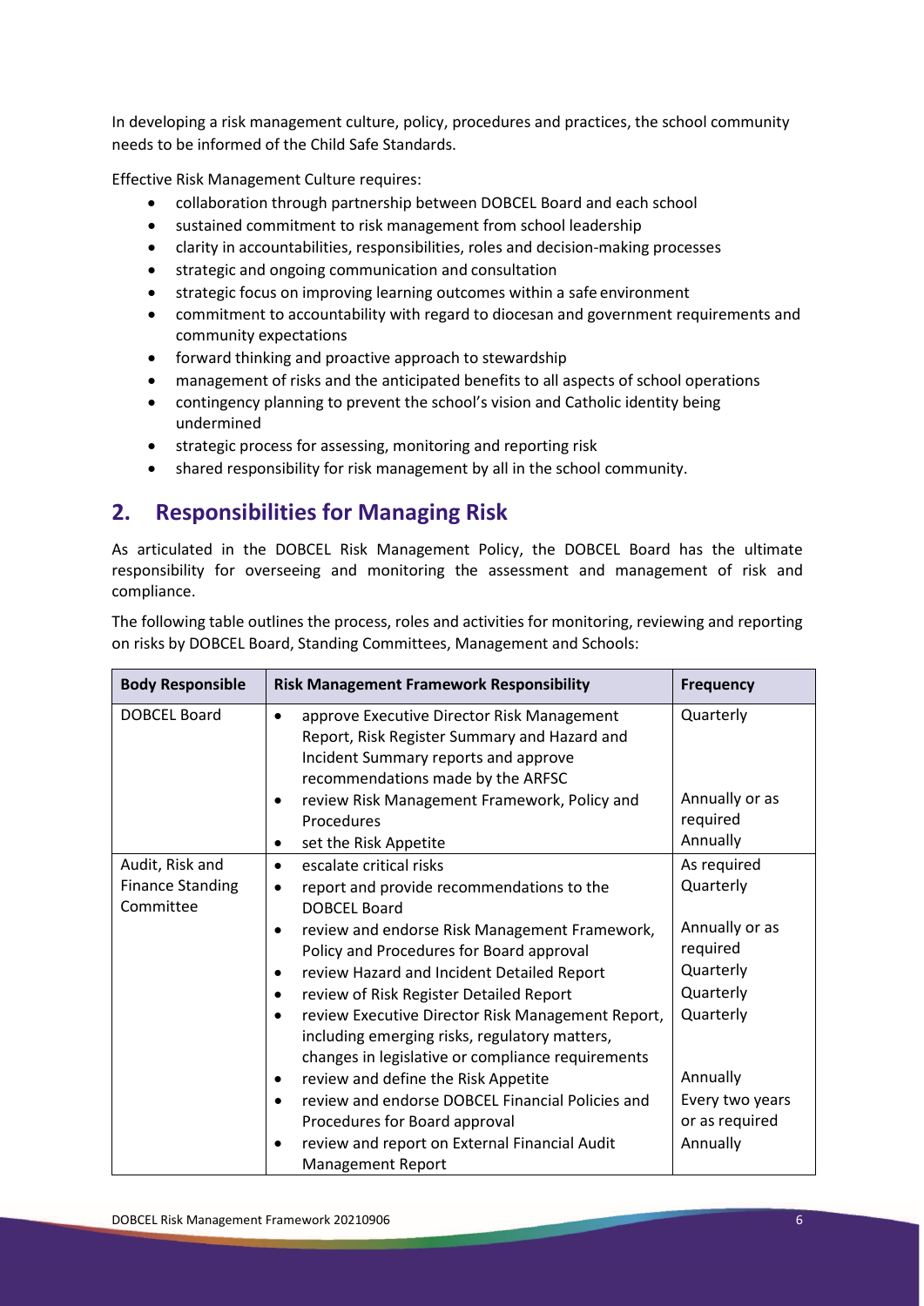In developing a risk management culture, policy, procedures and practices, the school community needs to be informed of the Child Safe Standards.

Effective Risk Management Culture requires:

- collaboration through partnership between DOBCEL Board and each school
- sustained commitment to risk management from school leadership
- clarity in accountabilities, responsibilities, roles and decision-making processes
- strategic and ongoing communication and consultation
- strategic focus on improving learning outcomes within a safe environment
- commitment to accountability with regard to diocesan and government requirements and community expectations
- forward thinking and proactive approach to stewardship
- management of risks and the anticipated benefits to all aspects of school operations
- contingency planning to prevent the school's vision and Catholic identity being undermined
- strategic process for assessing, monitoring and reporting risk
- shared responsibility for risk management by all in the school community.

## 2. Responsibilities for Managing Risk

As articulated in the DOBCEL Risk Management Policy, the DOBCEL Board has the ultimate responsibility for overseeing and monitoring the assessment and management of risk and compliance.

The following table outlines the process, roles and activities for monitoring, reviewing and reporting on risks by DOBCEL Board, Standing Committees, Management and Schools:

| Body Responsible | Risk Management Framework Responsibility | Frequency |
|---|---|---|
| DOBCEL Board | • approve Executive Director Risk Management Report, Risk Register Summary and Hazard and Incident Summary reports and approve recommendations made by the ARFSC | Quarterly |
| | • review Risk Management Framework, Policy and Procedures | Annually or as required |
| | • set the Risk Appetite | Annually |
| Audit, Risk and Finance Standing Committee | • escalate critical risks | As required |
| | • report and provide recommendations to the DOBCEL Board | Quarterly |
| | • review and endorse Risk Management Framework, Policy and Procedures for Board approval | Annually or as required |
| | • review Hazard and Incident Detailed Report | Quarterly |
| | • review of Risk Register Detailed Report | Quarterly |
| | • review Executive Director Risk Management Report, including emerging risks, regulatory matters, changes in legislative or compliance requirements | Quarterly |
| | • review and define the Risk Appetite | Annually |
| | • review and endorse DOBCEL Financial Policies and Procedures for Board approval | Every two years or as required |
| | • review and report on External Financial Audit Management Report | Annually |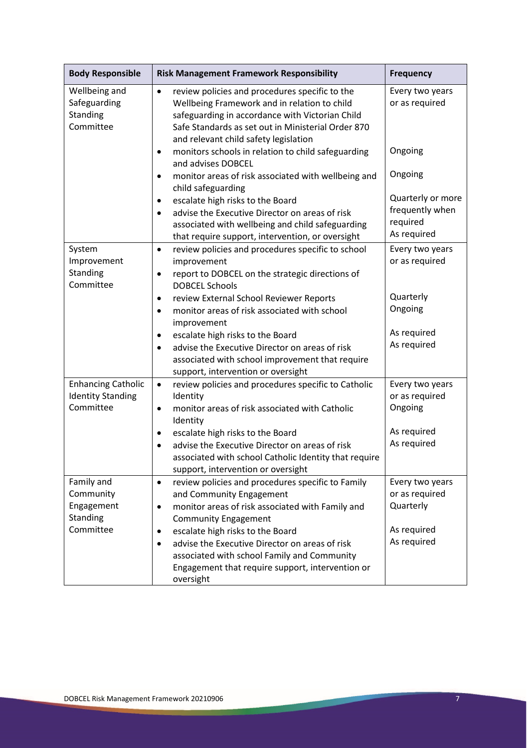| Body Responsible | Risk Management Framework Responsibility | Frequency |
|---|---|---|
| Wellbeing and Safeguarding Standing Committee | • review policies and procedures specific to the Wellbeing Framework and in relation to child safeguarding in accordance with Victorian Child Safe Standards as set out in Ministerial Order 870 and relevant child safety legislation<br>• monitors schools in relation to child safeguarding and advises DOBCEL<br>• monitor areas of risk associated with wellbeing and child safeguarding<br>• escalate high risks to the Board<br>• advise the Executive Director on areas of risk associated with wellbeing and child safeguarding that require support, intervention, or oversight | Every two years or as required<br><br>Ongoing<br><br>Ongoing<br><br>Quarterly or more frequently when required<br>As required |
| System Improvement Standing Committee | • review policies and procedures specific to school improvement<br>• report to DOBCEL on the strategic directions of DOBCEL Schools<br>• review External School Reviewer Reports<br>• monitor areas of risk associated with school improvement<br>• escalate high risks to the Board<br>• advise the Executive Director on areas of risk associated with school improvement that require support, intervention or oversight | Every two years or as required<br><br>Quarterly<br>Ongoing<br><br>As required<br>As required |
| Enhancing Catholic Identity Standing Committee | • review policies and procedures specific to Catholic Identity<br>• monitor areas of risk associated with Catholic Identity<br>• escalate high risks to the Board<br>• advise the Executive Director on areas of risk associated with school Catholic Identity that require support, intervention or oversight | Every two years or as required<br>Ongoing<br><br>As required<br>As required |
| Family and Community Engagement Standing Committee | • review policies and procedures specific to Family and Community Engagement<br>• monitor areas of risk associated with Family and Community Engagement<br>• escalate high risks to the Board<br>• advise the Executive Director on areas of risk associated with school Family and Community Engagement that require support, intervention or oversight | Every two years or as required<br>Quarterly<br><br>As required<br>As required |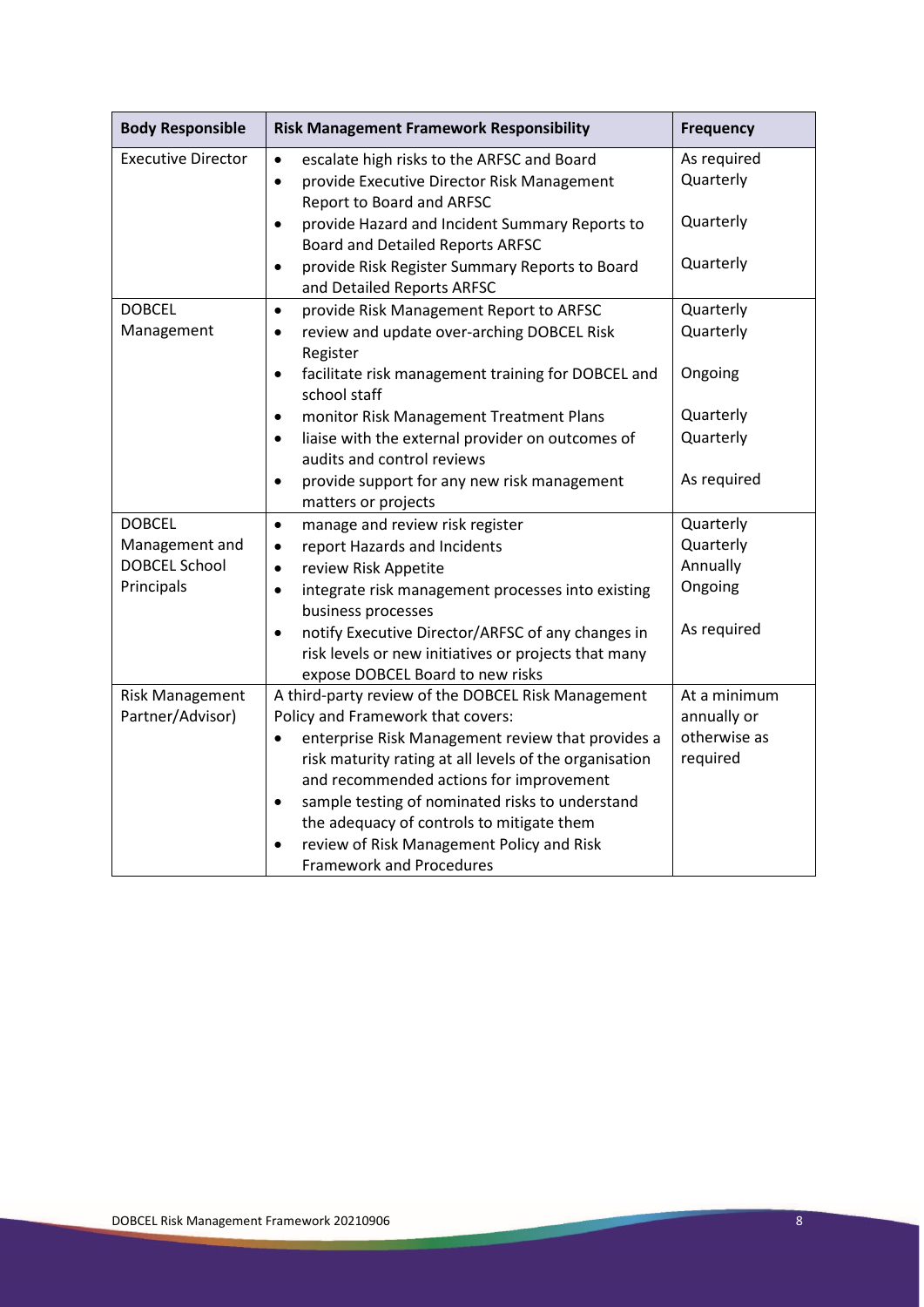| Body Responsible | Risk Management Framework Responsibility | Frequency |
|---|---|---|
| Executive Director | • escalate high risks to the ARFSC and Board<br>• provide Executive Director Risk Management Report to Board and ARFSC<br>• provide Hazard and Incident Summary Reports to Board and Detailed Reports ARFSC<br>• provide Risk Register Summary Reports to Board and Detailed Reports ARFSC | As required<br>Quarterly<br><br>Quarterly<br><br>Quarterly |
| DOBCEL Management | • provide Risk Management Report to ARFSC<br>• review and update over-arching DOBCEL Risk Register<br>• facilitate risk management training for DOBCEL and school staff<br>• monitor Risk Management Treatment Plans<br>• liaise with the external provider on outcomes of audits and control reviews<br>• provide support for any new risk management matters or projects | Quarterly<br>Quarterly<br><br>Ongoing<br><br>Quarterly<br>Quarterly<br><br>As required |
| DOBCEL Management and DOBCEL School Principals | • manage and review risk register<br>• report Hazards and Incidents<br>• review Risk Appetite<br>• integrate risk management processes into existing business processes<br>• notify Executive Director/ARFSC of any changes in risk levels or new initiatives or projects that many expose DOBCEL Board to new risks | Quarterly<br>Quarterly<br>Annually<br>Ongoing<br><br>As required |
| Risk Management Partner/Advisor) | A third-party review of the DOBCEL Risk Management Policy and Framework that covers:<br>• enterprise Risk Management review that provides a risk maturity rating at all levels of the organisation and recommended actions for improvement<br>• sample testing of nominated risks to understand the adequacy of controls to mitigate them<br>• review of Risk Management Policy and Risk Framework and Procedures | At a minimum annually or otherwise as required |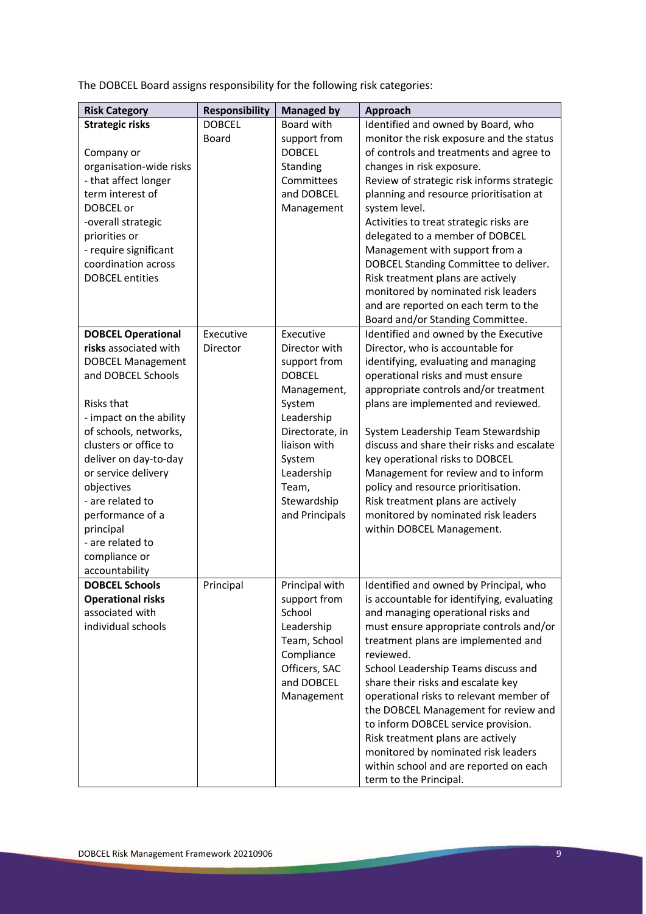The DOBCEL Board assigns responsibility for the following risk categories:

| Risk Category | Responsibility | Managed by | Approach |
|---|---|---|---|
| **Strategic risks**<br><br>Company or organisation-wide risks<br>- that affect longer term interest of DOBCEL or<br>-overall strategic priorities or<br>- require significant coordination across DOBCEL entities | DOBCEL Board | Board with support from DOBCEL Standing Committees and DOBCEL Management | Identified and owned by Board, who monitor the risk exposure and the status of controls and treatments and agree to changes in risk exposure.<br>Review of strategic risk informs strategic planning and resource prioritisation at system level.<br>Activities to treat strategic risks are delegated to a member of DOBCEL Management with support from a DOBCEL Standing Committee to deliver.<br>Risk treatment plans are actively monitored by nominated risk leaders and are reported on each term to the Board and/or Standing Committee. |
| **DOBCEL Operational risks** associated with DOBCEL Management and DOBCEL Schools<br><br>Risks that<br>- impact on the ability of schools, networks, clusters or office to deliver on day-to-day or service delivery objectives<br>- are related to performance of a principal<br>- are related to compliance or accountability | Executive Director | Executive Director with support from DOBCEL Management, System Leadership Directorate, in liaison with System Leadership Team, Stewardship and Principals | Identified and owned by the Executive Director, who is accountable for identifying, evaluating and managing operational risks and must ensure appropriate controls and/or treatment plans are implemented and reviewed.<br><br>System Leadership Team Stewardship discuss and share their risks and escalate key operational risks to DOBCEL Management for review and to inform policy and resource prioritisation.<br>Risk treatment plans are actively monitored by nominated risk leaders within DOBCEL Management. |
| **DOBCEL Schools Operational risks** associated with individual schools | Principal | Principal with support from School Leadership Team, School Compliance Officers, SAC and DOBCEL Management | Identified and owned by Principal, who is accountable for identifying, evaluating and managing operational risks and must ensure appropriate controls and/or treatment plans are implemented and reviewed.<br>School Leadership Teams discuss and share their risks and escalate key operational risks to relevant member of the DOBCEL Management for review and to inform DOBCEL service provision.<br>Risk treatment plans are actively monitored by nominated risk leaders within school and are reported on each term to the Principal. |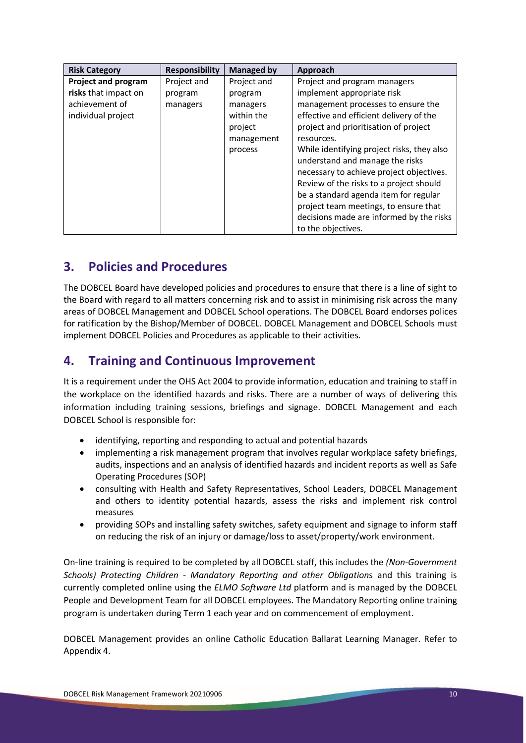| Risk Category | Responsibility | Managed by | Approach |
| --- | --- | --- | --- |
| **Project and program risks** that impact on achievement of individual project | Project and program managers | Project and program managers within the project management process | Project and program managers implement appropriate risk management processes to ensure the effective and efficient delivery of the project and prioritisation of project resources. While identifying project risks, they also understand and manage the risks necessary to achieve project objectives. Review of the risks to a project should be a standard agenda item for regular project team meetings, to ensure that decisions made are informed by the risks to the objectives. |

## 3. Policies and Procedures

The DOBCEL Board have developed policies and procedures to ensure that there is a line of sight to the Board with regard to all matters concerning risk and to assist in minimising risk across the many areas of DOBCEL Management and DOBCEL School operations. The DOBCEL Board endorses polices for ratification by the Bishop/Member of DOBCEL. DOBCEL Management and DOBCEL Schools must implement DOBCEL Policies and Procedures as applicable to their activities.

## 4. Training and Continuous Improvement

It is a requirement under the OHS Act 2004 to provide information, education and training to staff in the workplace on the identified hazards and risks. There are a number of ways of delivering this information including training sessions, briefings and signage. DOBCEL Management and each DOBCEL School is responsible for:

- identifying, reporting and responding to actual and potential hazards
- implementing a risk management program that involves regular workplace safety briefings, audits, inspections and an analysis of identified hazards and incident reports as well as Safe Operating Procedures (SOP)
- consulting with Health and Safety Representatives, School Leaders, DOBCEL Management and others to identity potential hazards, assess the risks and implement risk control measures
- providing SOPs and installing safety switches, safety equipment and signage to inform staff on reducing the risk of an injury or damage/loss to asset/property/work environment.

On-line training is required to be completed by all DOBCEL staff, this includes the *(Non-Government Schools) Protecting Children - Mandatory Reporting and other Obligation*s and this training is currently completed online using the *ELMO Software Ltd* platform and is managed by the DOBCEL People and Development Team for all DOBCEL employees. The Mandatory Reporting online training program is undertaken during Term 1 each year and on commencement of employment.

DOBCEL Management provides an online Catholic Education Ballarat Learning Manager. Refer to Appendix 4.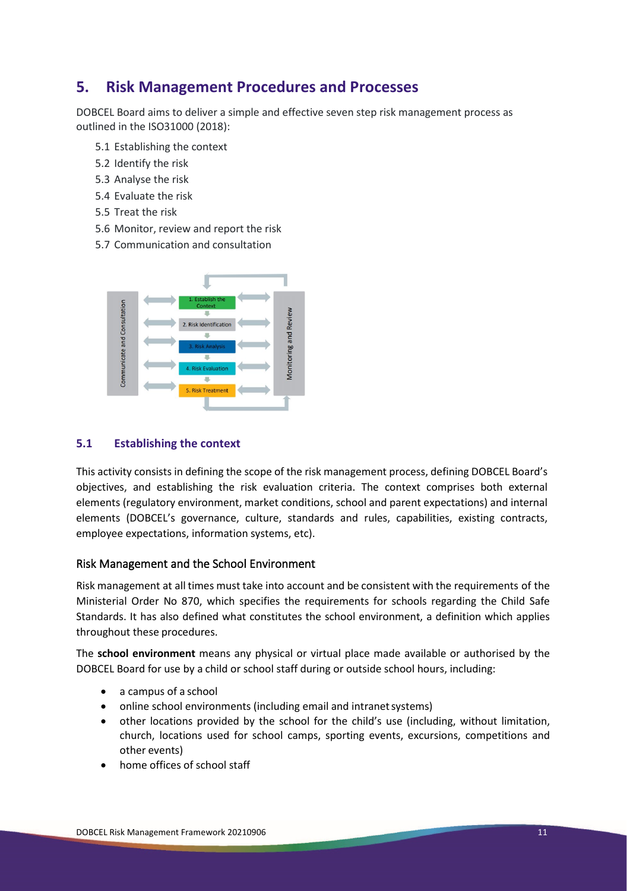## 5. Risk Management Procedures and Processes

DOBCEL Board aims to deliver a simple and effective seven step risk management process as outlined in the ISO31000 (2018):

- 5.1 Establishing the context
- 5.2 Identify the risk
- 5.3 Analyse the risk
- 5.4 Evaluate the risk
- 5.5 Treat the risk
- 5.6 Monitor, review and report the risk
- 5.7 Communication and consultation

Communicate and Consultation | 1. Establish the Context | 2. Risk Identification | 3. Risk Analysis | 4. Risk Evaluation | 5. Risk Treatment | Monitoring and Review

### 5.1 Establishing the context

This activity consists in defining the scope of the risk management process, defining DOBCEL Board's objectives, and establishing the risk evaluation criteria. The context comprises both external elements (regulatory environment, market conditions, school and parent expectations) and internal elements (DOBCEL's governance, culture, standards and rules, capabilities, existing contracts, employee expectations, information systems, etc).

#### Risk Management and the School Environment

Risk management at all times must take into account and be consistent with the requirements of the Ministerial Order No 870, which specifies the requirements for schools regarding the Child Safe Standards. It has also defined what constitutes the school environment, a definition which applies throughout these procedures.

The **school environment** means any physical or virtual place made available or authorised by the DOBCEL Board for use by a child or school staff during or outside school hours, including:

- a campus of a school
- online school environments (including email and intranet systems)
- other locations provided by the school for the child's use (including, without limitation, church, locations used for school camps, sporting events, excursions, competitions and other events)
- home offices of school staff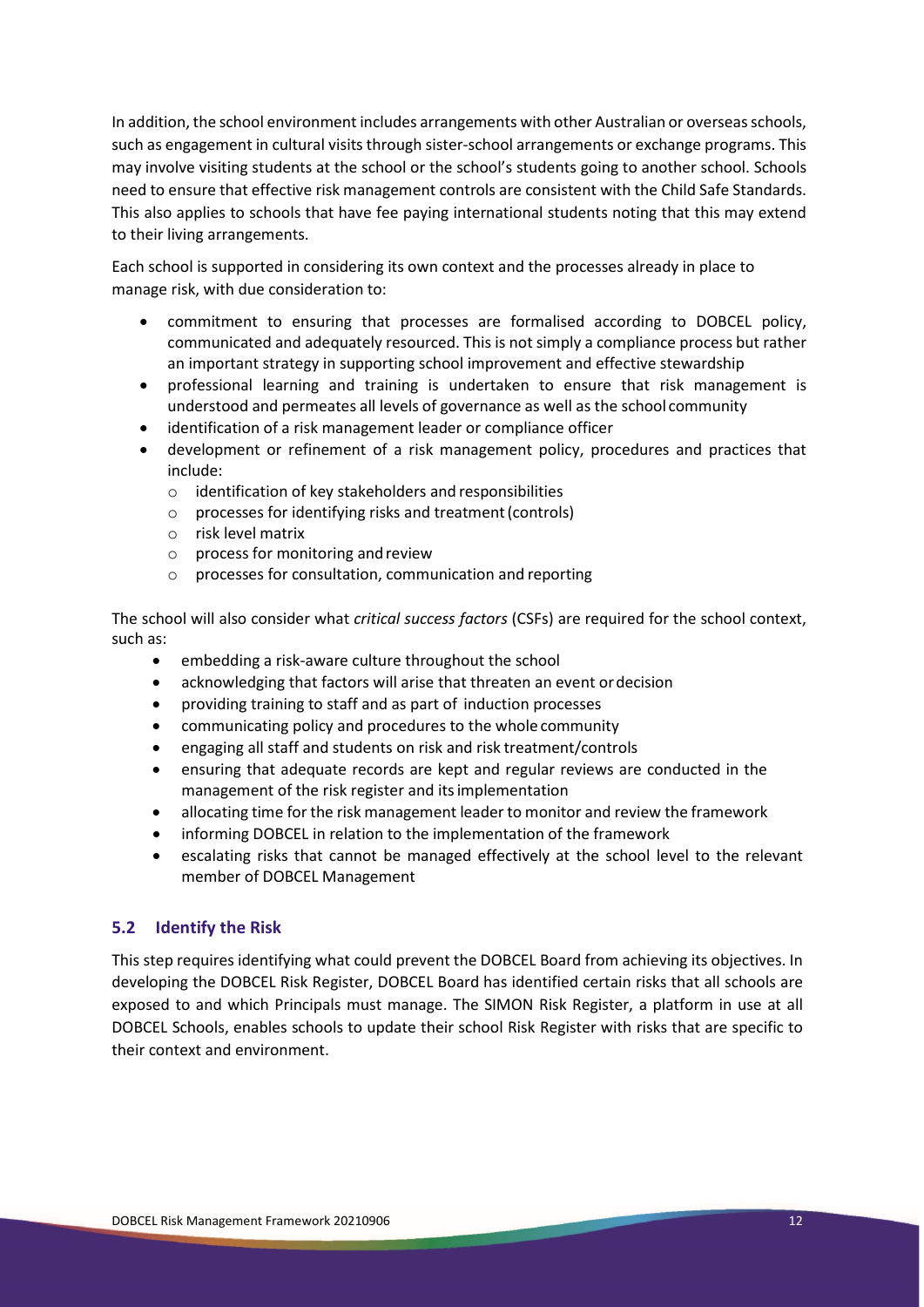In addition, the school environment includes arrangements with other Australian or overseas schools, such as engagement in cultural visits through sister-school arrangements or exchange programs. This may involve visiting students at the school or the school's students going to another school. Schools need to ensure that effective risk management controls are consistent with the Child Safe Standards. This also applies to schools that have fee paying international students noting that this may extend to their living arrangements.

Each school is supported in considering its own context and the processes already in place to manage risk, with due consideration to:

- commitment to ensuring that processes are formalised according to DOBCEL policy, communicated and adequately resourced. This is not simply a compliance process but rather an important strategy in supporting school improvement and effective stewardship
- professional learning and training is undertaken to ensure that risk management is understood and permeates all levels of governance as well as the school community
- identification of a risk management leader or compliance officer
- development or refinement of a risk management policy, procedures and practices that include:
  - identification of key stakeholders and responsibilities
  - processes for identifying risks and treatment (controls)
  - risk level matrix
  - process for monitoring and review
  - processes for consultation, communication and reporting

The school will also consider what *critical success factors* (CSFs) are required for the school context, such as:

- embedding a risk-aware culture throughout the school
- acknowledging that factors will arise that threaten an event or decision
- providing training to staff and as part of induction processes
- communicating policy and procedures to the whole community
- engaging all staff and students on risk and risk treatment/controls
- ensuring that adequate records are kept and regular reviews are conducted in the management of the risk register and its implementation
- allocating time for the risk management leader to monitor and review the framework
- informing DOBCEL in relation to the implementation of the framework
- escalating risks that cannot be managed effectively at the school level to the relevant member of DOBCEL Management

## 5.2 Identify the Risk

This step requires identifying what could prevent the DOBCEL Board from achieving its objectives. In developing the DOBCEL Risk Register, DOBCEL Board has identified certain risks that all schools are exposed to and which Principals must manage. The SIMON Risk Register, a platform in use at all DOBCEL Schools, enables schools to update their school Risk Register with risks that are specific to their context and environment.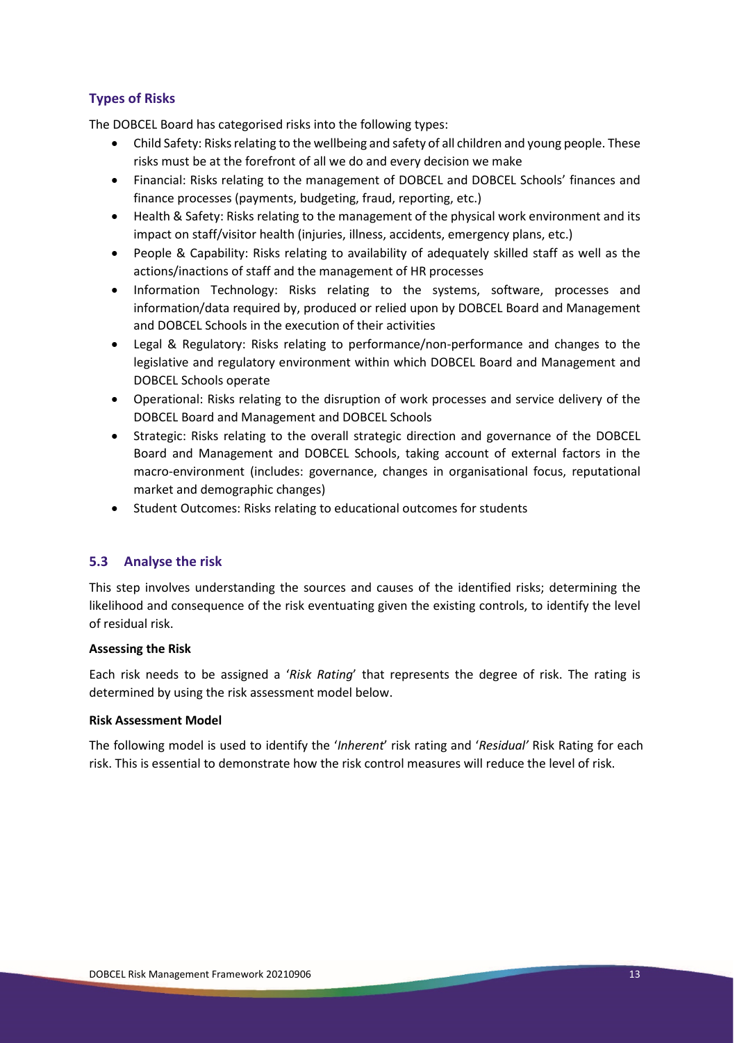### Types of Risks

The DOBCEL Board has categorised risks into the following types:

- Child Safety: Risks relating to the wellbeing and safety of all children and young people. These risks must be at the forefront of all we do and every decision we make
- Financial: Risks relating to the management of DOBCEL and DOBCEL Schools' finances and finance processes (payments, budgeting, fraud, reporting, etc.)
- Health & Safety: Risks relating to the management of the physical work environment and its impact on staff/visitor health (injuries, illness, accidents, emergency plans, etc.)
- People & Capability: Risks relating to availability of adequately skilled staff as well as the actions/inactions of staff and the management of HR processes
- Information Technology: Risks relating to the systems, software, processes and information/data required by, produced or relied upon by DOBCEL Board and Management and DOBCEL Schools in the execution of their activities
- Legal & Regulatory: Risks relating to performance/non-performance and changes to the legislative and regulatory environment within which DOBCEL Board and Management and DOBCEL Schools operate
- Operational: Risks relating to the disruption of work processes and service delivery of the DOBCEL Board and Management and DOBCEL Schools
- Strategic: Risks relating to the overall strategic direction and governance of the DOBCEL Board and Management and DOBCEL Schools, taking account of external factors in the macro-environment (includes: governance, changes in organisational focus, reputational market and demographic changes)
- Student Outcomes: Risks relating to educational outcomes for students

## 5.3 Analyse the risk

This step involves understanding the sources and causes of the identified risks; determining the likelihood and consequence of the risk eventuating given the existing controls, to identify the level of residual risk.

**Assessing the Risk**

Each risk needs to be assigned a '*Risk Rating*' that represents the degree of risk. The rating is determined by using the risk assessment model below.

**Risk Assessment Model**

The following model is used to identify the '*Inherent*' risk rating and '*Residual'* Risk Rating for each risk. This is essential to demonstrate how the risk control measures will reduce the level of risk.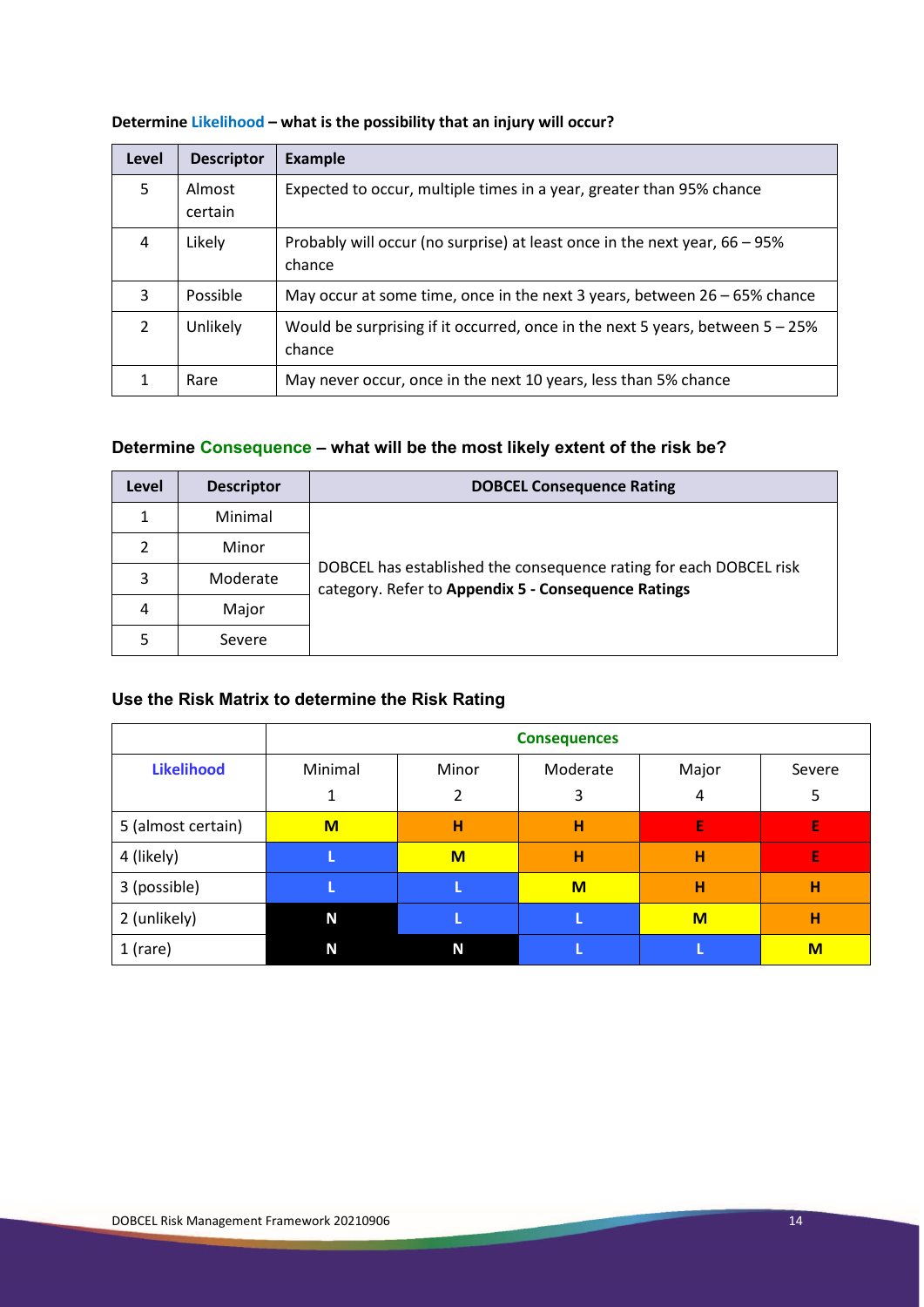**Determine Likelihood – what is the possibility that an injury will occur?**

| Level | Descriptor | Example |
|---|---|---|
| 5 | Almost certain | Expected to occur, multiple times in a year, greater than 95% chance |
| 4 | Likely | Probably will occur (no surprise) at least once in the next year, 66 – 95% chance |
| 3 | Possible | May occur at some time, once in the next 3 years, between 26 – 65% chance |
| 2 | Unlikely | Would be surprising if it occurred, once in the next 5 years, between 5 – 25% chance |
| 1 | Rare | May never occur, once in the next 10 years, less than 5% chance |

## Determine Consequence – what will be the most likely extent of the risk be?

| Level | Descriptor | DOBCEL Consequence Rating |
|---|---|---|
| 1 | Minimal | DOBCEL has established the consequence rating for each DOBCEL risk category. Refer to **Appendix 5 - Consequence Ratings** |
| 2 | Minor | |
| 3 | Moderate | |
| 4 | Major | |
| 5 | Severe | |

## Use the Risk Matrix to determine the Risk Rating

| | Consequences | | | | |
|---|---|---|---|---|---|
| **Likelihood** | Minimal 1 | Minor 2 | Moderate 3 | Major 4 | Severe 5 |
| 5 (almost certain) | **M** | **H** | **H** | **E** | **E** |
| 4 (likely) | **L** | **M** | **H** | **H** | **E** |
| 3 (possible) | **L** | **L** | **M** | **H** | **H** |
| 2 (unlikely) | **N** | **L** | **L** | **M** | **H** |
| 1 (rare) | **N** | **N** | **L** | **L** | **M** |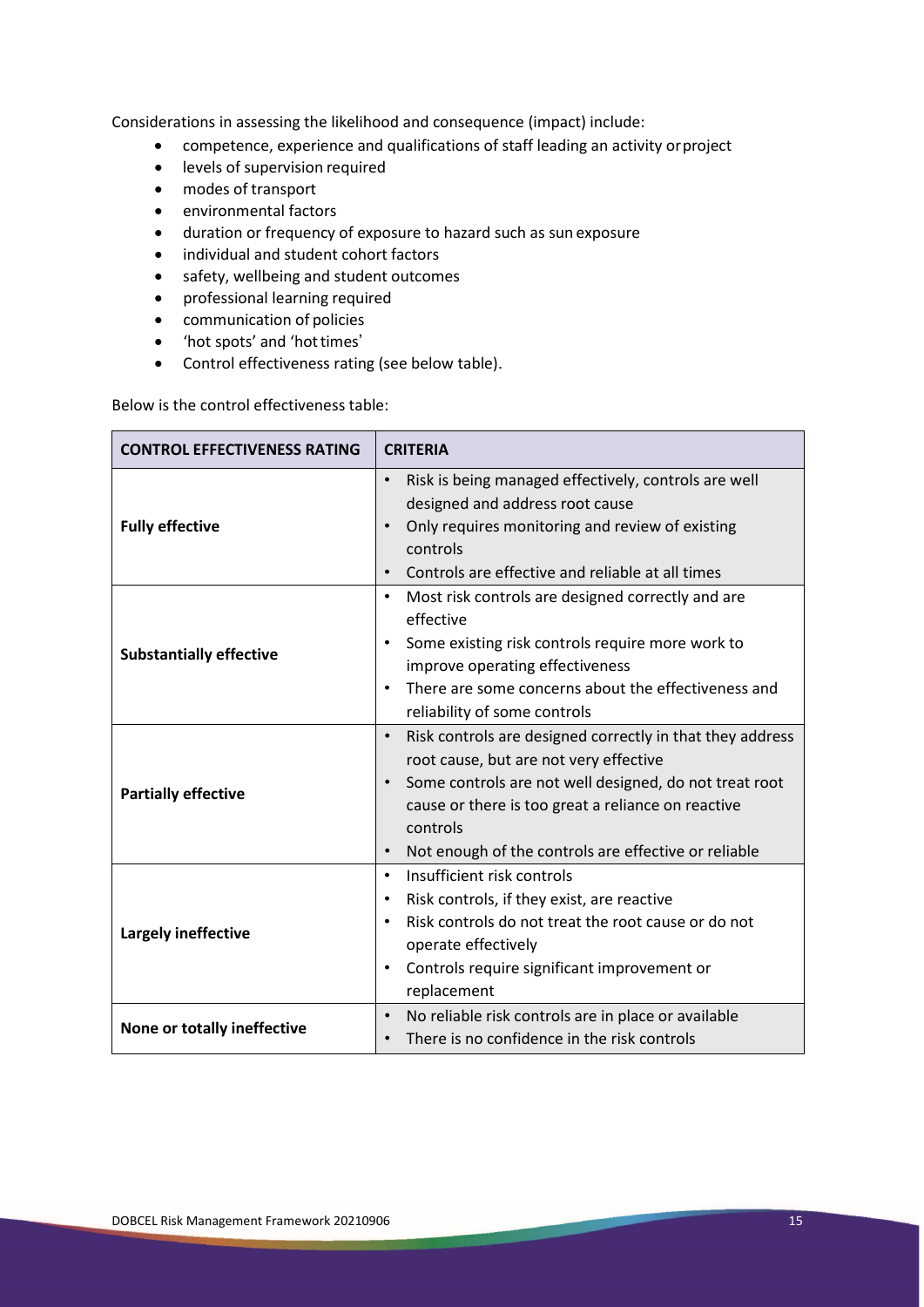Considerations in assessing the likelihood and consequence (impact) include:

- competence, experience and qualifications of staff leading an activity or project
- levels of supervision required
- modes of transport
- environmental factors
- duration or frequency of exposure to hazard such as sun exposure
- individual and student cohort factors
- safety, wellbeing and student outcomes
- professional learning required
- communication of policies
- 'hot spots' and 'hot times'
- Control effectiveness rating (see below table).

Below is the control effectiveness table:

| CONTROL EFFECTIVENESS RATING | CRITERIA |
|---|---|
| **Fully effective** | • Risk is being managed effectively, controls are well designed and address root cause<br>• Only requires monitoring and review of existing controls<br>• Controls are effective and reliable at all times |
| **Substantially effective** | • Most risk controls are designed correctly and are effective<br>• Some existing risk controls require more work to improve operating effectiveness<br>• There are some concerns about the effectiveness and reliability of some controls |
| **Partially effective** | • Risk controls are designed correctly in that they address root cause, but are not very effective<br>• Some controls are not well designed, do not treat root cause or there is too great a reliance on reactive controls<br>• Not enough of the controls are effective or reliable |
| **Largely ineffective** | • Insufficient risk controls<br>• Risk controls, if they exist, are reactive<br>• Risk controls do not treat the root cause or do not operate effectively<br>• Controls require significant improvement or replacement |
| **None or totally ineffective** | • No reliable risk controls are in place or available<br>• There is no confidence in the risk controls |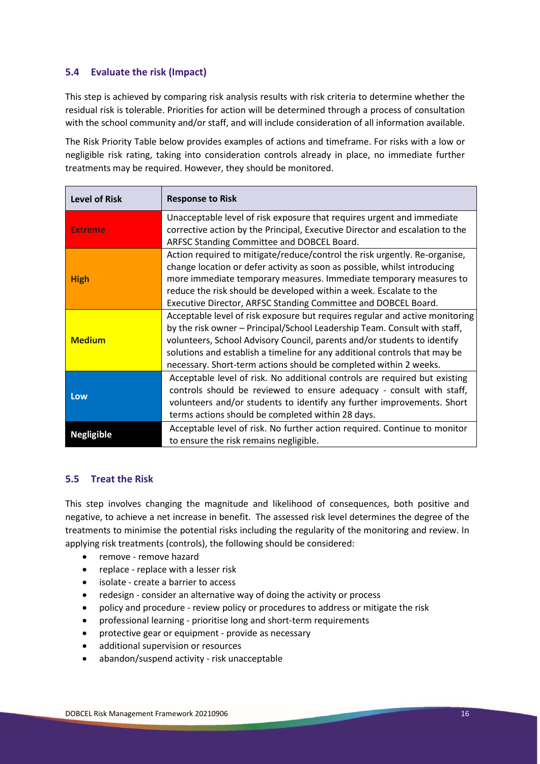### 5.4 Evaluate the risk (Impact)

This step is achieved by comparing risk analysis results with risk criteria to determine whether the residual risk is tolerable. Priorities for action will be determined through a process of consultation with the school community and/or staff, and will include consideration of all information available.

The Risk Priority Table below provides examples of actions and timeframe. For risks with a low or negligible risk rating, taking into consideration controls already in place, no immediate further treatments may be required. However, they should be monitored.

| Level of Risk | Response to Risk |
|---|---|
| **Extreme** | Unacceptable level of risk exposure that requires urgent and immediate corrective action by the Principal, Executive Director and escalation to the ARFSC Standing Committee and DOBCEL Board. |
| **High** | Action required to mitigate/reduce/control the risk urgently. Re-organise, change location or defer activity as soon as possible, whilst introducing more immediate temporary measures. Immediate temporary measures to reduce the risk should be developed within a week. Escalate to the Executive Director, ARFSC Standing Committee and DOBCEL Board. |
| **Medium** | Acceptable level of risk exposure but requires regular and active monitoring by the risk owner – Principal/School Leadership Team. Consult with staff, volunteers, School Advisory Council, parents and/or students to identify solutions and establish a timeline for any additional controls that may be necessary. Short-term actions should be completed within 2 weeks. |
| **Low** | Acceptable level of risk. No additional controls are required but existing controls should be reviewed to ensure adequacy - consult with staff, volunteers and/or students to identify any further improvements. Short terms actions should be completed within 28 days. |
| **Negligible** | Acceptable level of risk. No further action required. Continue to monitor to ensure the risk remains negligible. |

### 5.5 Treat the Risk

This step involves changing the magnitude and likelihood of consequences, both positive and negative, to achieve a net increase in benefit. The assessed risk level determines the degree of the treatments to minimise the potential risks including the regularity of the monitoring and review. In applying risk treatments (controls), the following should be considered:

- remove - remove hazard
- replace - replace with a lesser risk
- isolate - create a barrier to access
- redesign - consider an alternative way of doing the activity or process
- policy and procedure - review policy or procedures to address or mitigate the risk
- professional learning - prioritise long and short-term requirements
- protective gear or equipment - provide as necessary
- additional supervision or resources
- abandon/suspend activity - risk unacceptable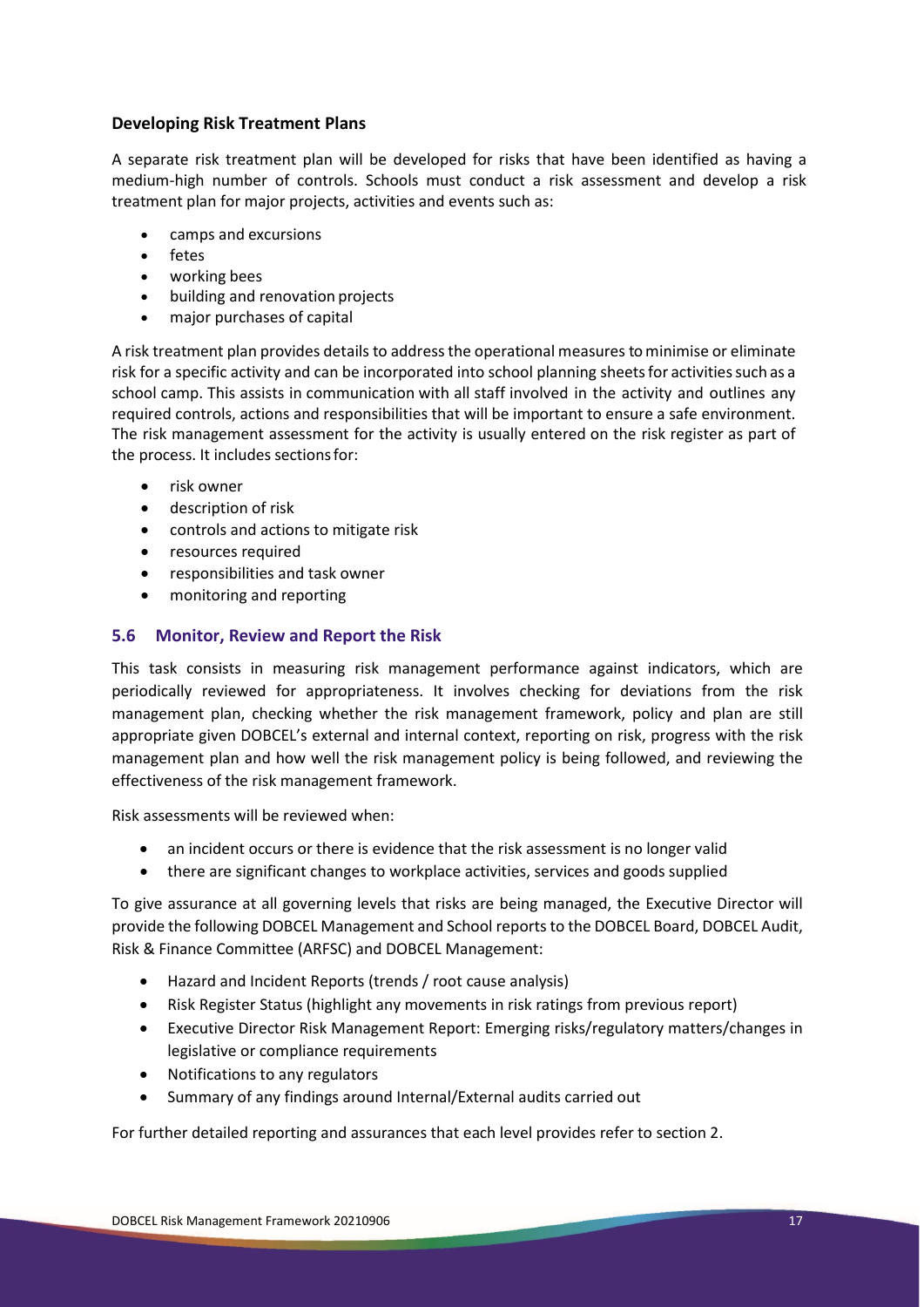### Developing Risk Treatment Plans

A separate risk treatment plan will be developed for risks that have been identified as having a medium-high number of controls. Schools must conduct a risk assessment and develop a risk treatment plan for major projects, activities and events such as:

- camps and excursions
- fetes
- working bees
- building and renovation projects
- major purchases of capital

A risk treatment plan provides details to address the operational measures to minimise or eliminate risk for a specific activity and can be incorporated into school planning sheets for activities such as a school camp. This assists in communication with all staff involved in the activity and outlines any required controls, actions and responsibilities that will be important to ensure a safe environment. The risk management assessment for the activity is usually entered on the risk register as part of the process. It includes sections for:

- risk owner
- description of risk
- controls and actions to mitigate risk
- resources required
- responsibilities and task owner
- monitoring and reporting

## 5.6 Monitor, Review and Report the Risk

This task consists in measuring risk management performance against indicators, which are periodically reviewed for appropriateness. It involves checking for deviations from the risk management plan, checking whether the risk management framework, policy and plan are still appropriate given DOBCEL's external and internal context, reporting on risk, progress with the risk management plan and how well the risk management policy is being followed, and reviewing the effectiveness of the risk management framework.

Risk assessments will be reviewed when:

- an incident occurs or there is evidence that the risk assessment is no longer valid
- there are significant changes to workplace activities, services and goods supplied

To give assurance at all governing levels that risks are being managed, the Executive Director will provide the following DOBCEL Management and School reports to the DOBCEL Board, DOBCEL Audit, Risk & Finance Committee (ARFSC) and DOBCEL Management:

- Hazard and Incident Reports (trends / root cause analysis)
- Risk Register Status (highlight any movements in risk ratings from previous report)
- Executive Director Risk Management Report: Emerging risks/regulatory matters/changes in legislative or compliance requirements
- Notifications to any regulators
- Summary of any findings around Internal/External audits carried out

For further detailed reporting and assurances that each level provides refer to section 2.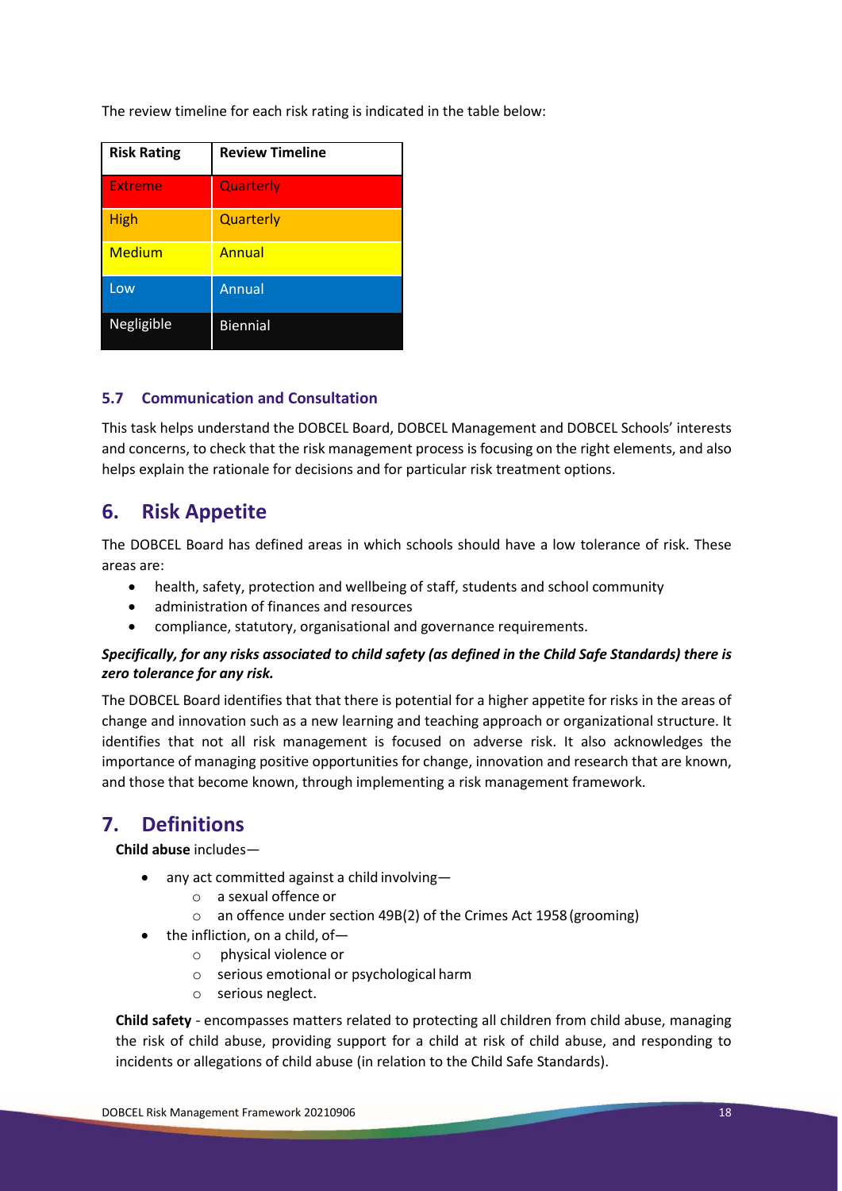The review timeline for each risk rating is indicated in the table below:

| Risk Rating | Review Timeline |
| --- | --- |
| Extreme | Quarterly |
| High | Quarterly |
| Medium | Annual |
| Low | Annual |
| Negligible | Biennial |

### 5.7 Communication and Consultation

This task helps understand the DOBCEL Board, DOBCEL Management and DOBCEL Schools' interests and concerns, to check that the risk management process is focusing on the right elements, and also helps explain the rationale for decisions and for particular risk treatment options.

## 6. Risk Appetite

The DOBCEL Board has defined areas in which schools should have a low tolerance of risk. These areas are:

- health, safety, protection and wellbeing of staff, students and school community
- administration of finances and resources
- compliance, statutory, organisational and governance requirements.

***Specifically, for any risks associated to child safety (as defined in the Child Safe Standards) there is zero tolerance for any risk.***

The DOBCEL Board identifies that that there is potential for a higher appetite for risks in the areas of change and innovation such as a new learning and teaching approach or organizational structure. It identifies that not all risk management is focused on adverse risk. It also acknowledges the importance of managing positive opportunities for change, innovation and research that are known, and those that become known, through implementing a risk management framework.

## 7. Definitions

**Child abuse** includes—

- any act committed against a child involving—
  - a sexual offence or
  - an offence under section 49B(2) of the Crimes Act 1958 (grooming)
- the infliction, on a child, of—
  - physical violence or
  - serious emotional or psychological harm
  - serious neglect.

**Child safety** - encompasses matters related to protecting all children from child abuse, managing the risk of child abuse, providing support for a child at risk of child abuse, and responding to incidents or allegations of child abuse (in relation to the Child Safe Standards).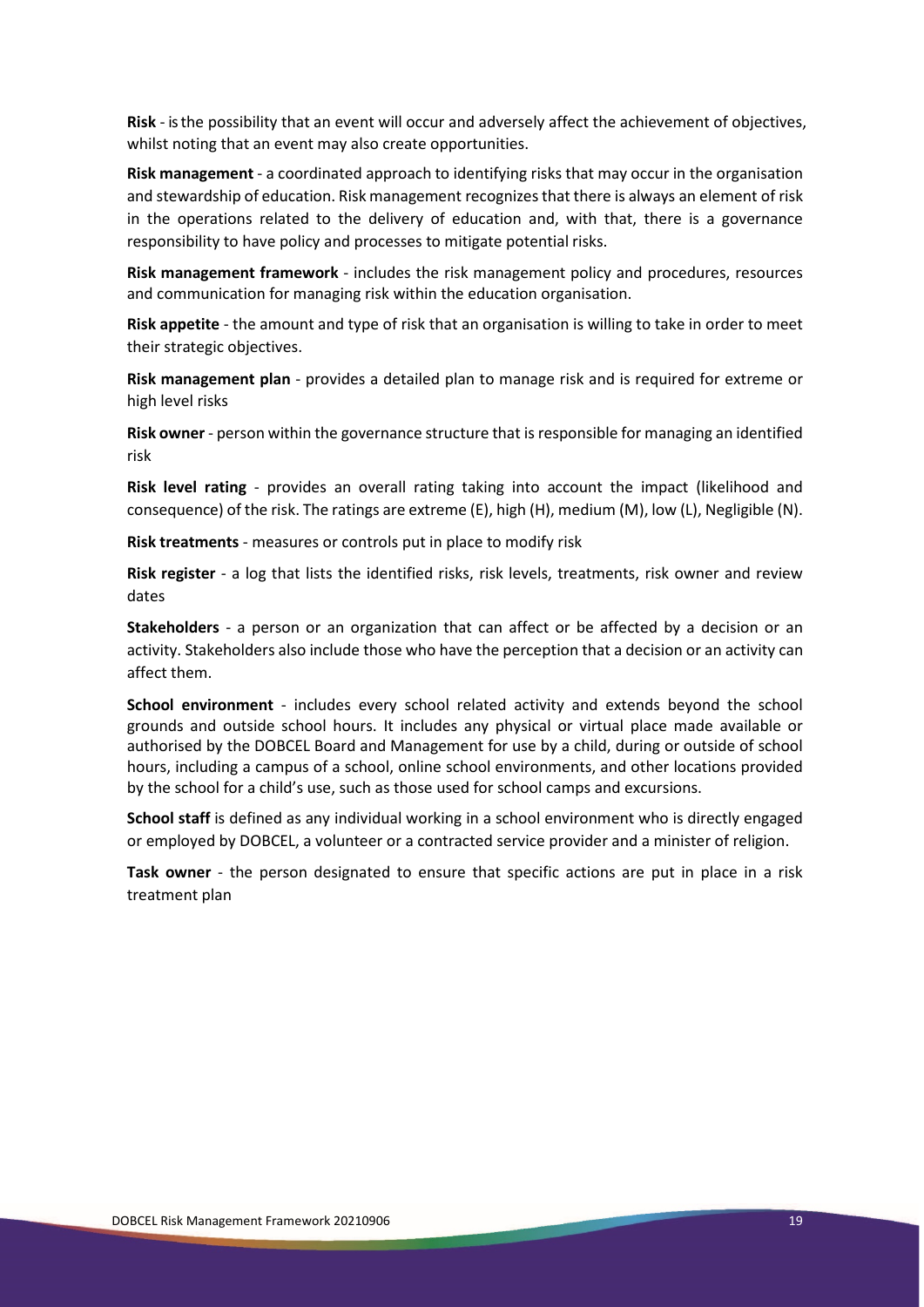**Risk** - is the possibility that an event will occur and adversely affect the achievement of objectives, whilst noting that an event may also create opportunities.

**Risk management** - a coordinated approach to identifying risks that may occur in the organisation and stewardship of education. Risk management recognizes that there is always an element of risk in the operations related to the delivery of education and, with that, there is a governance responsibility to have policy and processes to mitigate potential risks.

**Risk management framework** - includes the risk management policy and procedures, resources and communication for managing risk within the education organisation.

**Risk appetite** - the amount and type of risk that an organisation is willing to take in order to meet their strategic objectives.

**Risk management plan** - provides a detailed plan to manage risk and is required for extreme or high level risks

**Risk owner** - person within the governance structure that is responsible for managing an identified risk

**Risk level rating** - provides an overall rating taking into account the impact (likelihood and consequence) of the risk. The ratings are extreme (E), high (H), medium (M), low (L), Negligible (N).

**Risk treatments** - measures or controls put in place to modify risk

**Risk register** - a log that lists the identified risks, risk levels, treatments, risk owner and review dates

**Stakeholders** - a person or an organization that can affect or be affected by a decision or an activity. Stakeholders also include those who have the perception that a decision or an activity can affect them.

**School environment** - includes every school related activity and extends beyond the school grounds and outside school hours. It includes any physical or virtual place made available or authorised by the DOBCEL Board and Management for use by a child, during or outside of school hours, including a campus of a school, online school environments, and other locations provided by the school for a child's use, such as those used for school camps and excursions.

**School staff** is defined as any individual working in a school environment who is directly engaged or employed by DOBCEL, a volunteer or a contracted service provider and a minister of religion.

**Task owner** - the person designated to ensure that specific actions are put in place in a risk treatment plan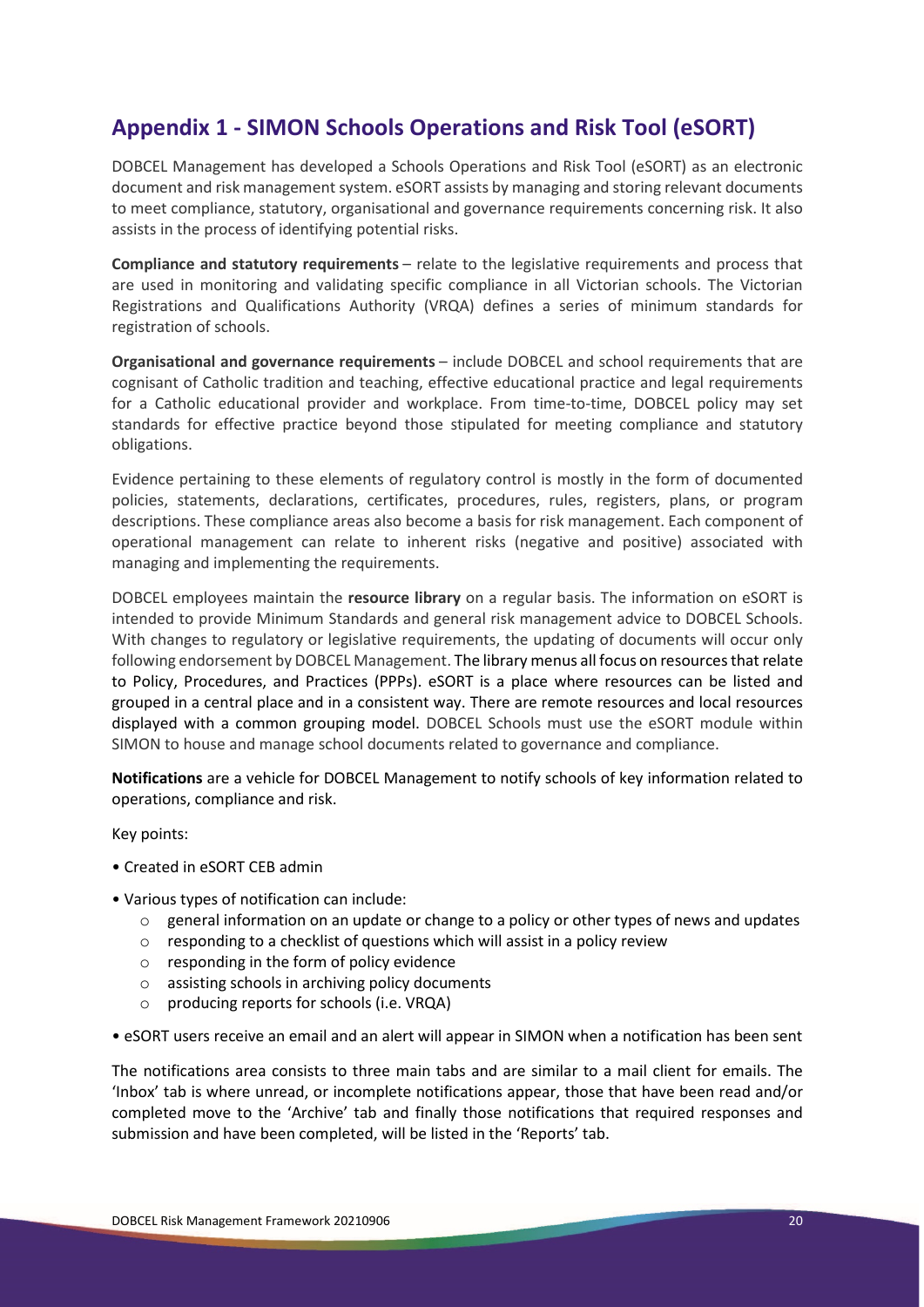## Appendix 1 - SIMON Schools Operations and Risk Tool (eSORT)

DOBCEL Management has developed a Schools Operations and Risk Tool (eSORT) as an electronic document and risk management system. eSORT assists by managing and storing relevant documents to meet compliance, statutory, organisational and governance requirements concerning risk. It also assists in the process of identifying potential risks.

**Compliance and statutory requirements** – relate to the legislative requirements and process that are used in monitoring and validating specific compliance in all Victorian schools. The Victorian Registrations and Qualifications Authority (VRQA) defines a series of minimum standards for registration of schools.

**Organisational and governance requirements** – include DOBCEL and school requirements that are cognisant of Catholic tradition and teaching, effective educational practice and legal requirements for a Catholic educational provider and workplace. From time-to-time, DOBCEL policy may set standards for effective practice beyond those stipulated for meeting compliance and statutory obligations.

Evidence pertaining to these elements of regulatory control is mostly in the form of documented policies, statements, declarations, certificates, procedures, rules, registers, plans, or program descriptions. These compliance areas also become a basis for risk management. Each component of operational management can relate to inherent risks (negative and positive) associated with managing and implementing the requirements.

DOBCEL employees maintain the **resource library** on a regular basis. The information on eSORT is intended to provide Minimum Standards and general risk management advice to DOBCEL Schools. With changes to regulatory or legislative requirements, the updating of documents will occur only following endorsement by DOBCEL Management. The library menus all focus on resources that relate to Policy, Procedures, and Practices (PPPs). eSORT is a place where resources can be listed and grouped in a central place and in a consistent way. There are remote resources and local resources displayed with a common grouping model. DOBCEL Schools must use the eSORT module within SIMON to house and manage school documents related to governance and compliance.

**Notifications** are a vehicle for DOBCEL Management to notify schools of key information related to operations, compliance and risk.

Key points:

- Created in eSORT CEB admin
- Various types of notification can include:
  - general information on an update or change to a policy or other types of news and updates
  - responding to a checklist of questions which will assist in a policy review
  - responding in the form of policy evidence
  - assisting schools in archiving policy documents
  - producing reports for schools (i.e. VRQA)
- eSORT users receive an email and an alert will appear in SIMON when a notification has been sent

The notifications area consists to three main tabs and are similar to a mail client for emails. The 'Inbox' tab is where unread, or incomplete notifications appear, those that have been read and/or completed move to the 'Archive' tab and finally those notifications that required responses and submission and have been completed, will be listed in the 'Reports' tab.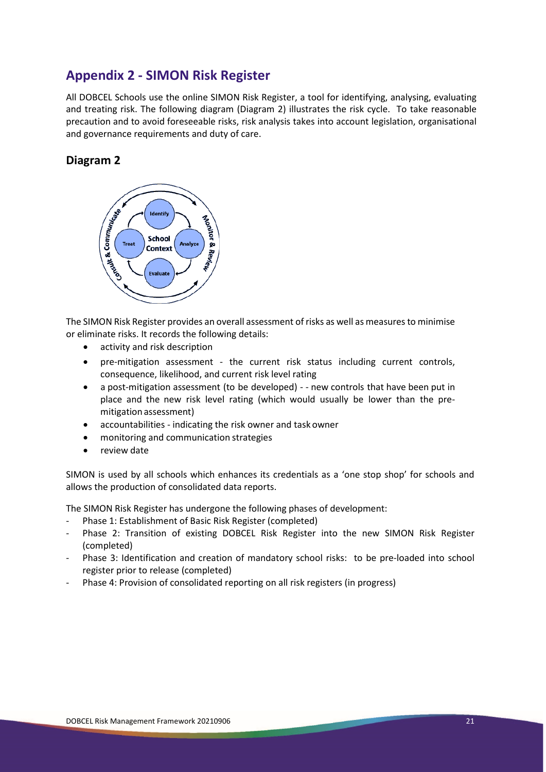## Appendix 2 - SIMON Risk Register

All DOBCEL Schools use the online SIMON Risk Register, a tool for identifying, analysing, evaluating and treating risk. The following diagram (Diagram 2) illustrates the risk cycle. To take reasonable precaution and to avoid foreseeable risks, risk analysis takes into account legislation, organisational and governance requirements and duty of care.

### Diagram 2

The SIMON Risk Register provides an overall assessment of risks as well as measures to minimise or eliminate risks. It records the following details:

- activity and risk description
- pre-mitigation assessment - the current risk status including current controls, consequence, likelihood, and current risk level rating
- a post-mitigation assessment (to be developed) - - new controls that have been put in place and the new risk level rating (which would usually be lower than the pre-mitigation assessment)
- accountabilities - indicating the risk owner and task owner
- monitoring and communication strategies
- review date

SIMON is used by all schools which enhances its credentials as a 'one stop shop' for schools and allows the production of consolidated data reports.

The SIMON Risk Register has undergone the following phases of development:

- Phase 1: Establishment of Basic Risk Register (completed)
- Phase 2: Transition of existing DOBCEL Risk Register into the new SIMON Risk Register (completed)
- Phase 3: Identification and creation of mandatory school risks: to be pre-loaded into school register prior to release (completed)
- Phase 4: Provision of consolidated reporting on all risk registers (in progress)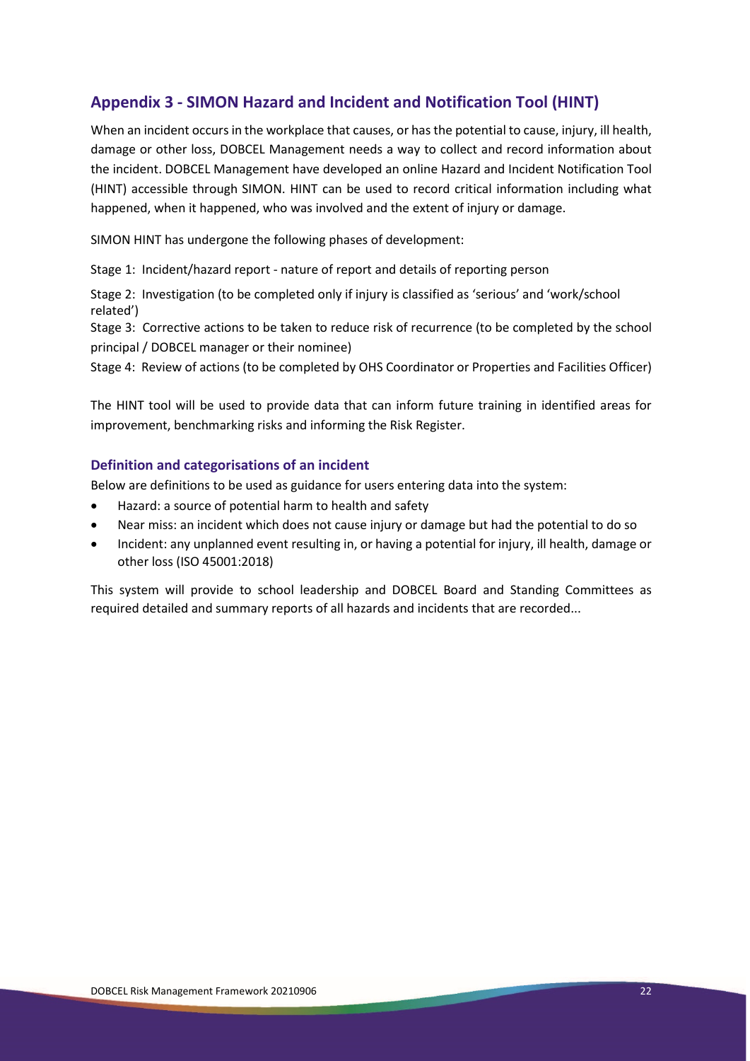## Appendix 3 - SIMON Hazard and Incident and Notification Tool (HINT)

When an incident occurs in the workplace that causes, or has the potential to cause, injury, ill health, damage or other loss, DOBCEL Management needs a way to collect and record information about the incident. DOBCEL Management have developed an online Hazard and Incident Notification Tool (HINT) accessible through SIMON. HINT can be used to record critical information including what happened, when it happened, who was involved and the extent of injury or damage.

SIMON HINT has undergone the following phases of development:

Stage 1: Incident/hazard report - nature of report and details of reporting person

Stage 2: Investigation (to be completed only if injury is classified as 'serious' and 'work/school related')

Stage 3: Corrective actions to be taken to reduce risk of recurrence (to be completed by the school principal / DOBCEL manager or their nominee)

Stage 4: Review of actions (to be completed by OHS Coordinator or Properties and Facilities Officer)

The HINT tool will be used to provide data that can inform future training in identified areas for improvement, benchmarking risks and informing the Risk Register.

### Definition and categorisations of an incident

Below are definitions to be used as guidance for users entering data into the system:

- Hazard: a source of potential harm to health and safety
- Near miss: an incident which does not cause injury or damage but had the potential to do so
- Incident: any unplanned event resulting in, or having a potential for injury, ill health, damage or other loss (ISO 45001:2018)

This system will provide to school leadership and DOBCEL Board and Standing Committees as required detailed and summary reports of all hazards and incidents that are recorded...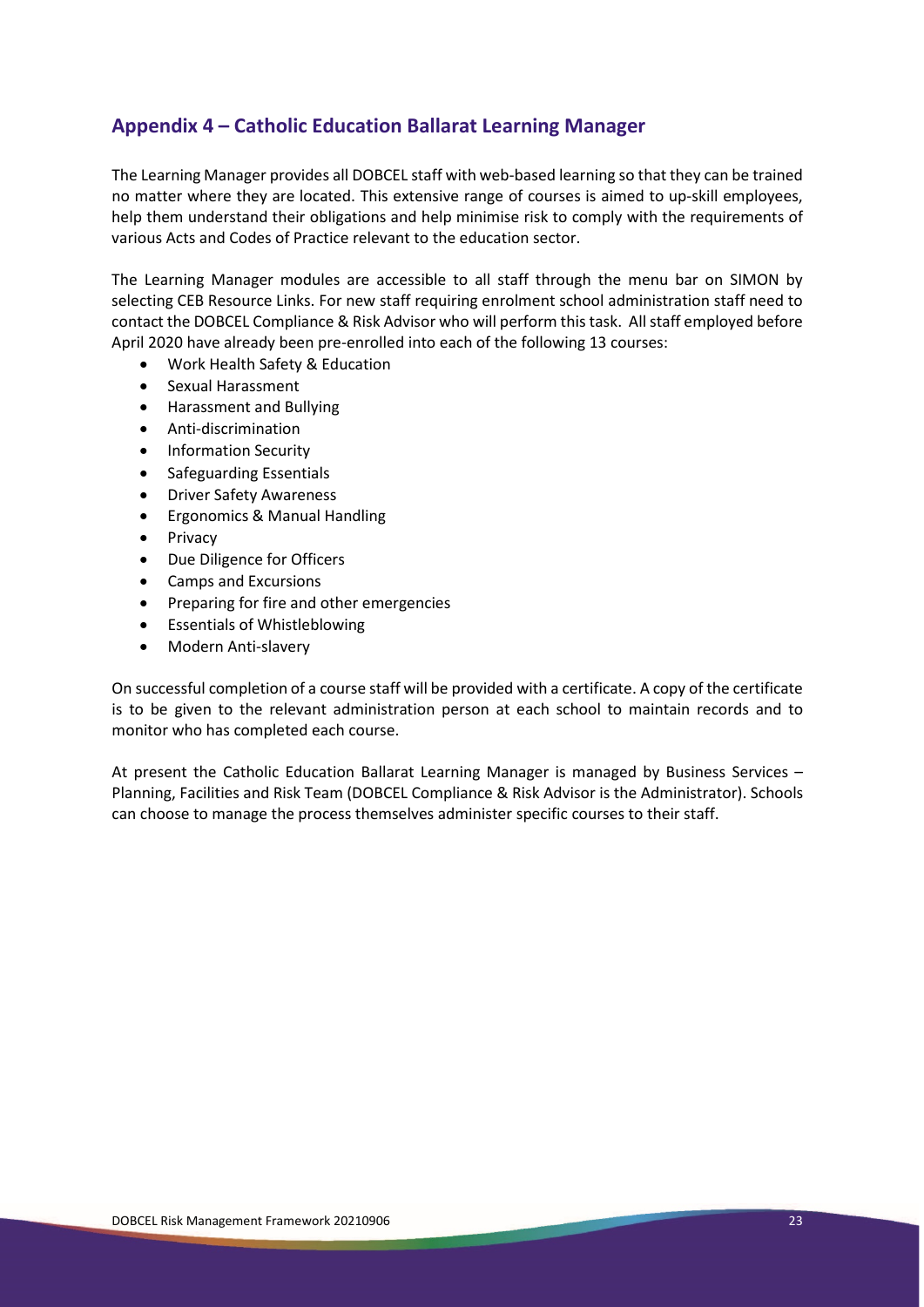## Appendix 4 – Catholic Education Ballarat Learning Manager

The Learning Manager provides all DOBCEL staff with web-based learning so that they can be trained no matter where they are located. This extensive range of courses is aimed to up-skill employees, help them understand their obligations and help minimise risk to comply with the requirements of various Acts and Codes of Practice relevant to the education sector.

The Learning Manager modules are accessible to all staff through the menu bar on SIMON by selecting CEB Resource Links. For new staff requiring enrolment school administration staff need to contact the DOBCEL Compliance & Risk Advisor who will perform this task. All staff employed before April 2020 have already been pre-enrolled into each of the following 13 courses:

- Work Health Safety & Education
- Sexual Harassment
- Harassment and Bullying
- Anti-discrimination
- Information Security
- Safeguarding Essentials
- Driver Safety Awareness
- Ergonomics & Manual Handling
- Privacy
- Due Diligence for Officers
- Camps and Excursions
- Preparing for fire and other emergencies
- Essentials of Whistleblowing
- Modern Anti-slavery

On successful completion of a course staff will be provided with a certificate. A copy of the certificate is to be given to the relevant administration person at each school to maintain records and to monitor who has completed each course.

At present the Catholic Education Ballarat Learning Manager is managed by Business Services – Planning, Facilities and Risk Team (DOBCEL Compliance & Risk Advisor is the Administrator). Schools can choose to manage the process themselves administer specific courses to their staff.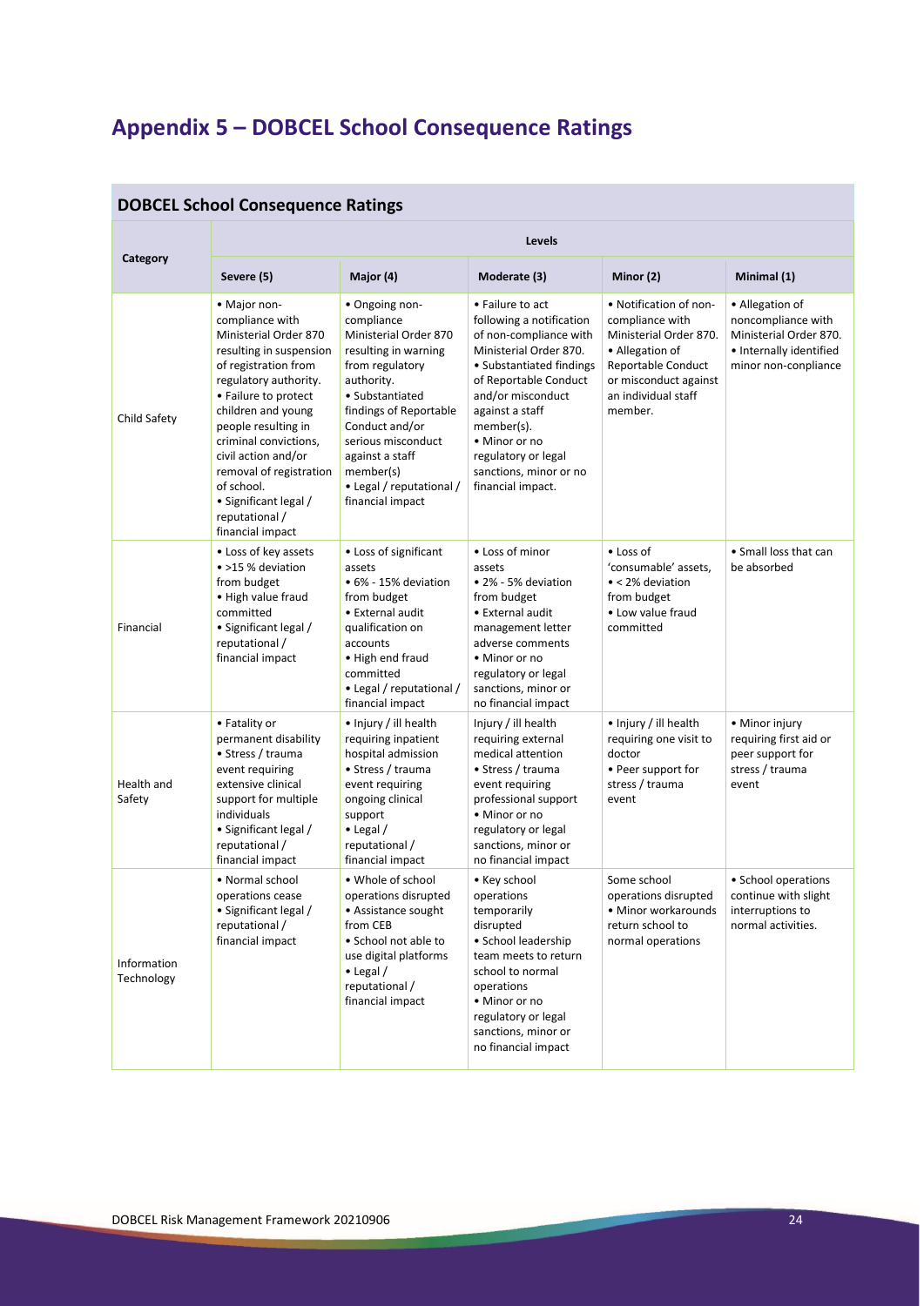# Appendix 5 – DOBCEL School Consequence Ratings

## DOBCEL School Consequence Ratings

| Category | Levels | | | | |
|---|---|---|---|---|---|
| | **Severe (5)** | **Major (4)** | **Moderate (3)** | **Minor (2)** | **Minimal (1)** |
| Child Safety | • Major non-compliance with Ministerial Order 870 resulting in suspension of registration from regulatory authority.<br>• Failure to protect children and young people resulting in criminal convictions, civil action and/or removal of registration of school.<br>• Significant legal / reputational / financial impact | • Ongoing non-compliance Ministerial Order 870 resulting in warning from regulatory authority.<br>• Substantiated findings of Reportable Conduct and/or serious misconduct against a staff member(s)<br>• Legal / reputational / financial impact | • Failure to act following a notification of non-compliance with Ministerial Order 870.<br>• Substantiated findings of Reportable Conduct and/or misconduct against a staff member(s).<br>• Minor or no regulatory or legal sanctions, minor or no financial impact. | • Notification of non-compliance with Ministerial Order 870.<br>• Allegation of Reportable Conduct or misconduct against an individual staff member. | • Allegation of noncompliance with Ministerial Order 870.<br>• Internally identified minor non-compliance |
| Financial | • Loss of key assets<br>• >15 % deviation from budget<br>• High value fraud committed<br>• Significant legal / reputational / financial impact | • Loss of significant assets<br>• 6% - 15% deviation from budget<br>• External audit qualification on accounts<br>• High end fraud committed<br>• Legal / reputational / financial impact | • Loss of minor assets<br>• 2% - 5% deviation from budget<br>• External audit management letter adverse comments<br>• Minor or no regulatory or legal sanctions, minor or no financial impact | • Loss of 'consumable' assets,<br>• < 2% deviation from budget<br>• Low value fraud committed | • Small loss that can be absorbed |
| Health and Safety | • Fatality or permanent disability<br>• Stress / trauma event requiring extensive clinical support for multiple individuals<br>• Significant legal / reputational / financial impact | • Injury / ill health requiring inpatient hospital admission<br>• Stress / trauma event requiring ongoing clinical support<br>• Legal / reputational / financial impact | Injury / ill health requiring external medical attention<br>• Stress / trauma event requiring professional support<br>• Minor or no regulatory or legal sanctions, minor or no financial impact | • Injury / ill health requiring one visit to doctor<br>• Peer support for stress / trauma event | • Minor injury requiring first aid or peer support for stress / trauma event |
| Information Technology | • Normal school operations cease<br>• Significant legal / reputational / financial impact | • Whole of school operations disrupted<br>• Assistance sought from CEB<br>• School not able to use digital platforms<br>• Legal / reputational / financial impact | • Key school operations temporarily disrupted<br>• School leadership team meets to return school to normal operations<br>• Minor or no regulatory or legal sanctions, minor or no financial impact | Some school operations disrupted<br>• Minor workarounds return school to normal operations | • School operations continue with slight interruptions to normal activities. |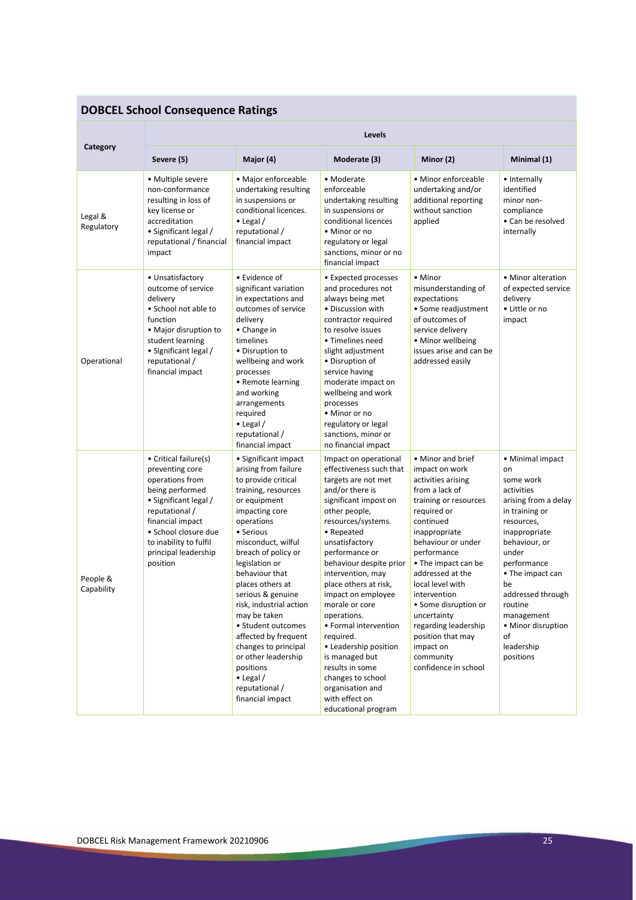## DOBCEL School Consequence Ratings

| Category | Levels | | | | |
|---|---|---|---|---|---|
| | Severe (5) | Major (4) | Moderate (3) | Minor (2) | Minimal (1) |
| Legal & Regulatory | • Multiple severe non-conformance resulting in loss of key license or accreditation<br>• Significant legal / reputational / financial impact | • Major enforceable undertaking resulting in suspensions or conditional licences.<br>• Legal / reputational / financial impact | • Moderate enforceable undertaking resulting in suspensions or conditional licences<br>• Minor or no regulatory or legal sanctions, minor or no financial impact | • Minor enforceable undertaking and/or additional reporting without sanction applied | • Internally identified minor non-compliance<br>• Can be resolved internally |
| Operational | • Unsatisfactory outcome of service delivery<br>• School not able to function<br>• Major disruption to student learning<br>• Significant legal / reputational / financial impact | • Evidence of significant variation in expectations and outcomes of service delivery<br>• Change in timelines<br>• Disruption to wellbeing and work processes<br>• Remote learning and working arrangements required<br>• Legal / reputational / financial impact | • Expected processes and procedures not always being met<br>• Discussion with contractor required to resolve issues<br>• Timelines need slight adjustment<br>• Disruption of service having moderate impact on wellbeing and work processes<br>• Minor or no regulatory or legal sanctions, minor or no financial impact | • Minor misunderstanding of expectations<br>• Some readjustment of outcomes of service delivery<br>• Minor wellbeing issues arise and can be addressed easily | • Minor alteration of expected service delivery<br>• Little or no impact |
| People & Capability | • Critical failure(s) preventing core operations from being performed<br>• Significant legal / reputational / financial impact<br>• School closure due to inability to fulfil principal leadership position | • Significant impact arising from failure to provide critical training, resources or equipment impacting core operations<br>• Serious misconduct, wilful breach of policy or legislation or behaviour that places others at serious & genuine risk, industrial action may be taken<br>• Student outcomes affected by frequent changes to principal or other leadership positions<br>• Legal / reputational / financial impact | Impact on operational effectiveness such that targets are not met and/or there is significant impost on other people, resources/systems.<br>• Repeated unsatisfactory performance or behaviour despite prior intervention, may place others at risk, impact on employee morale or core operations.<br>• Formal intervention required.<br>• Leadership position is managed but results in some changes to school organisation and with effect on educational program | • Minor and brief impact on work activities arising from a lack of training or resources required or continued inappropriate behaviour or under performance<br>• The impact can be addressed at the local level with intervention<br>• Some disruption or uncertainty regarding leadership position that may impact on community confidence in school | • Minimal impact on some work activities arising from a delay in training or resources, inappropriate behaviour, or under performance<br>• The impact can be addressed through routine management<br>• Minor disruption of leadership positions |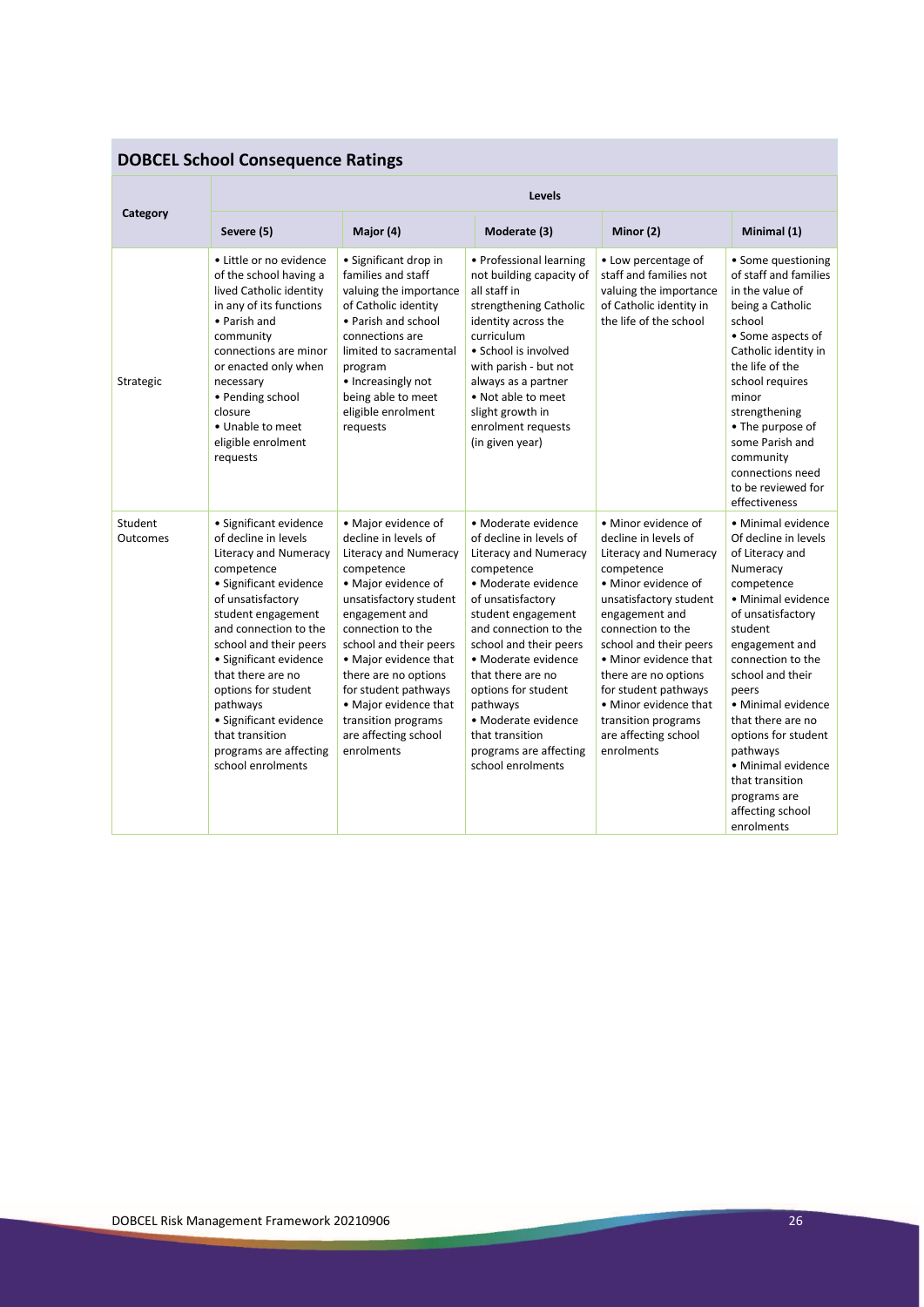## DOBCEL School Consequence Ratings

| Category | Levels | | | | |
|---|---|---|---|---|---|
| | Severe (5) | Major (4) | Moderate (3) | Minor (2) | Minimal (1) |
| Strategic | • Little or no evidence of the school having a lived Catholic identity in any of its functions<br>• Parish and community connections are minor or enacted only when necessary<br>• Pending school closure<br>• Unable to meet eligible enrolment requests | • Significant drop in families and staff valuing the importance of Catholic identity<br>• Parish and school connections are limited to sacramental program<br>• Increasingly not being able to meet eligible enrolment requests | • Professional learning not building capacity of all staff in strengthening Catholic identity across the curriculum<br>• School is involved with parish - but not always as a partner<br>• Not able to meet slight growth in enrolment requests (in given year) | • Low percentage of staff and families not valuing the importance of Catholic identity in the life of the school | • Some questioning of staff and families in the value of being a Catholic school<br>• Some aspects of Catholic identity in the life of the school requires minor strengthening<br>• The purpose of some Parish and community connections need to be reviewed for effectiveness |
| Student Outcomes | • Significant evidence of decline in levels Literacy and Numeracy competence<br>• Significant evidence of unsatisfactory student engagement and connection to the school and their peers<br>• Significant evidence that there are no options for student pathways<br>• Significant evidence that transition programs are affecting school enrolments | • Major evidence of decline in levels of Literacy and Numeracy competence<br>• Major evidence of unsatisfactory student engagement and connection to the school and their peers<br>• Major evidence that there are no options for student pathways<br>• Major evidence that transition programs are affecting school enrolments | • Moderate evidence of decline in levels of Literacy and Numeracy competence<br>• Moderate evidence of unsatisfactory student engagement and connection to the school and their peers<br>• Moderate evidence that there are no options for student pathways<br>• Moderate evidence that transition programs are affecting school enrolments | • Minor evidence of decline in levels of Literacy and Numeracy competence<br>• Minor evidence of unsatisfactory student engagement and connection to the school and their peers<br>• Minor evidence that there are no options for student pathways<br>• Minor evidence that transition programs are affecting school enrolments | • Minimal evidence Of decline in levels of Literacy and Numeracy competence<br>• Minimal evidence of unsatisfactory student engagement and connection to the school and their peers<br>• Minimal evidence that there are no options for student pathways<br>• Minimal evidence that transition programs are affecting school enrolments |